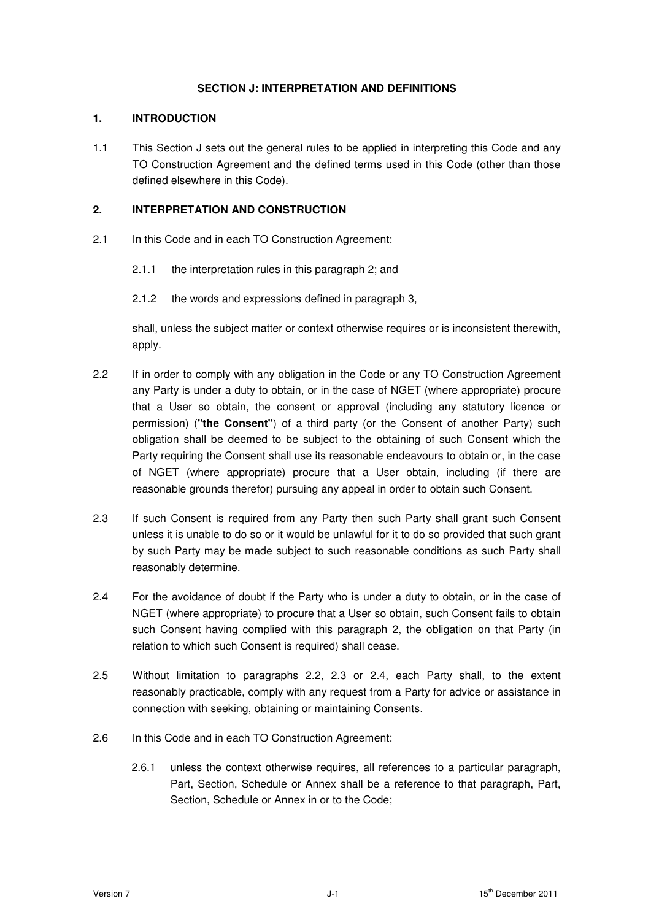# SECTION J: INTERPRETATION AND DEFINITIONS

## 1. INTRODUCTION

1.1 This Section J sets out the general rules to be applied in interpreting this Code and any TO Construction Agreement and the defined terms used in this Code (other than those defined elsewhere in this Code).

## 2. INTERPRETATION AND CONSTRUCTION

2.1 In this Code and in each TO Construction Agreement:

2.1.1 the interpretation rules in this paragraph 2; and

2.1.2 the words and expressions defined in paragraph 3,

shall, unless the subject matter or context otherwise requires or is inconsistent therewith, apply.

2.2 If in order to comply with any obligation in the Code or any TO Construction Agreement any Party is under a duty to obtain, or in the case of NGET (where appropriate) procure that a User so obtain, the consent or approval (including any statutory licence or permission) (**"the Consent"**) of a third party (or the Consent of another Party) such obligation shall be deemed to be subject to the obtaining of such Consent which the Party requiring the Consent shall use its reasonable endeavours to obtain or, in the case of NGET (where appropriate) procure that a User obtain, including (if there are reasonable grounds therefor) pursuing any appeal in order to obtain such Consent.

2.3 If such Consent is required from any Party then such Party shall grant such Consent unless it is unable to do so or it would be unlawful for it to do so provided that such grant by such Party may be made subject to such reasonable conditions as such Party shall reasonably determine.

2.4 For the avoidance of doubt if the Party who is under a duty to obtain, or in the case of NGET (where appropriate) to procure that a User so obtain, such Consent fails to obtain such Consent having complied with this paragraph 2, the obligation on that Party (in relation to which such Consent is required) shall cease.

2.5 Without limitation to paragraphs 2.2, 2.3 or 2.4, each Party shall, to the extent reasonably practicable, comply with any request from a Party for advice or assistance in connection with seeking, obtaining or maintaining Consents.

2.6 In this Code and in each TO Construction Agreement:

2.6.1 unless the context otherwise requires, all references to a particular paragraph, Part, Section, Schedule or Annex shall be a reference to that paragraph, Part, Section, Schedule or Annex in or to the Code;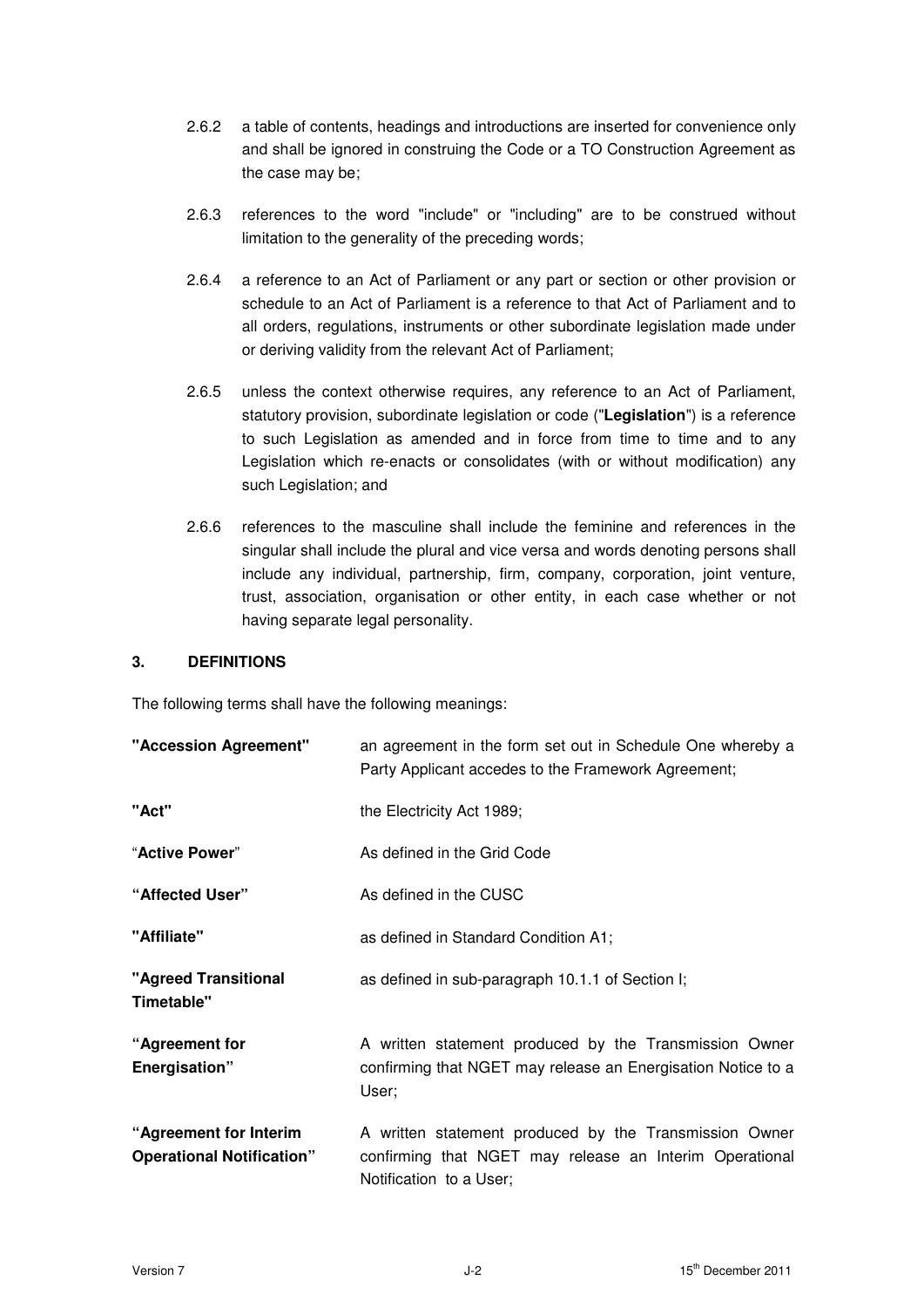2.6.2 a table of contents, headings and introductions are inserted for convenience only and shall be ignored in construing the Code or a TO Construction Agreement as the case may be;

2.6.3 references to the word "include" or "including" are to be construed without limitation to the generality of the preceding words;

2.6.4 a reference to an Act of Parliament or any part or section or other provision or schedule to an Act of Parliament is a reference to that Act of Parliament and to all orders, regulations, instruments or other subordinate legislation made under or deriving validity from the relevant Act of Parliament;

2.6.5 unless the context otherwise requires, any reference to an Act of Parliament, statutory provision, subordinate legislation or code ("**Legislation**") is a reference to such Legislation as amended and in force from time to time and to any Legislation which re-enacts or consolidates (with or without modification) any such Legislation; and

2.6.6 references to the masculine shall include the feminine and references in the singular shall include the plural and vice versa and words denoting persons shall include any individual, partnership, firm, company, corporation, joint venture, trust, association, organisation or other entity, in each case whether or not having separate legal personality.

## 3. DEFINITIONS

The following terms shall have the following meanings:

| | |
|---|---|
| **"Accession Agreement"** | an agreement in the form set out in Schedule One whereby a Party Applicant accedes to the Framework Agreement; |
| **"Act"** | the Electricity Act 1989; |
| "**Active Power**" | As defined in the Grid Code |
| **"Affected User"** | As defined in the CUSC |
| **"Affiliate"** | as defined in Standard Condition A1; |
| **"Agreed Transitional Timetable"** | as defined in sub-paragraph 10.1.1 of Section I; |
| **"Agreement for Energisation"** | A written statement produced by the Transmission Owner confirming that NGET may release an Energisation Notice to a User; |
| **"Agreement for Interim Operational Notification"** | A written statement produced by the Transmission Owner confirming that NGET may release an Interim Operational Notification to a User; |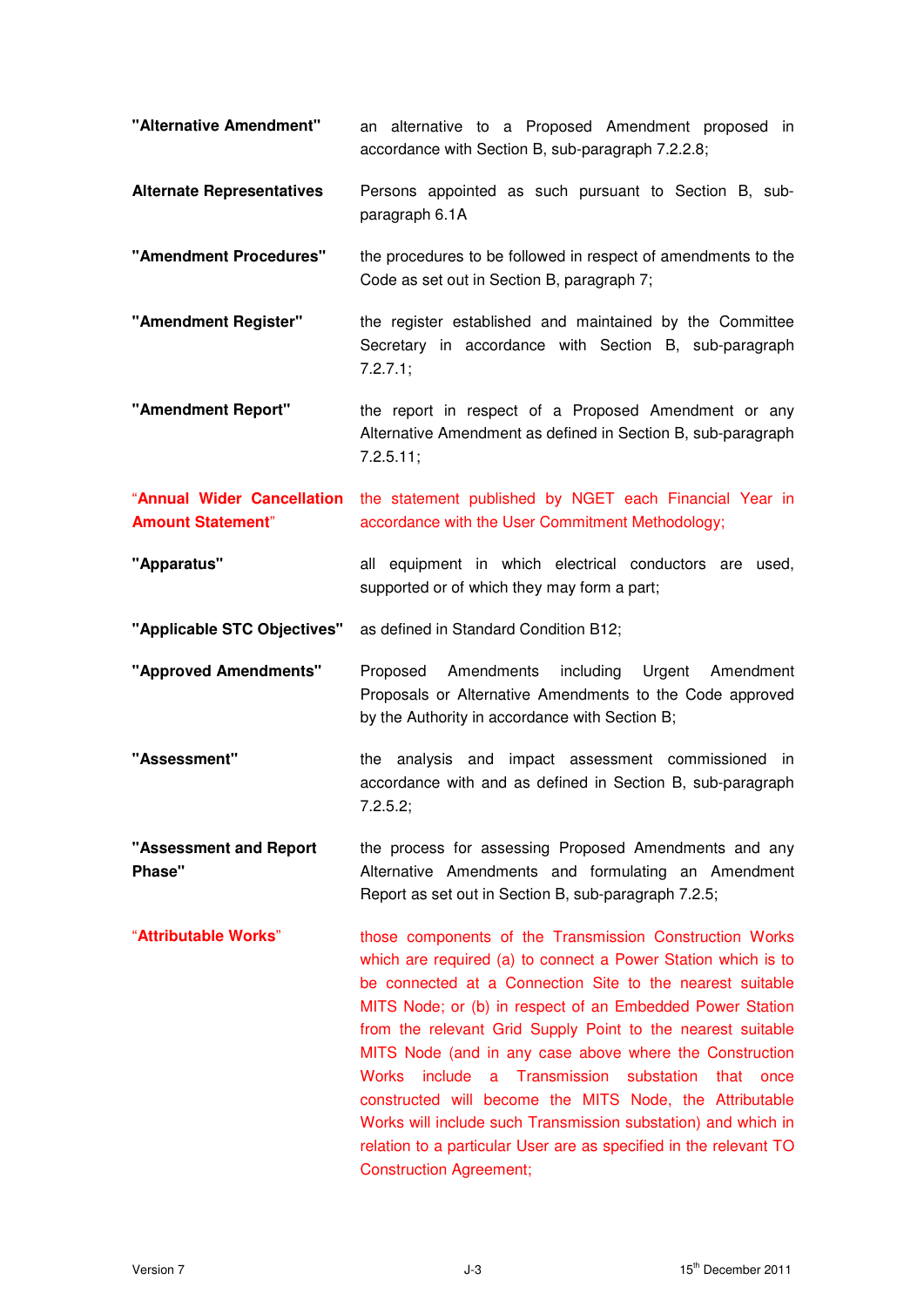| | |
|---|---|
| **"Alternative Amendment"** | an alternative to a Proposed Amendment proposed in accordance with Section B, sub-paragraph 7.2.2.8; |
| **Alternate Representatives** | Persons appointed as such pursuant to Section B, sub-paragraph 6.1A |
| **"Amendment Procedures"** | the procedures to be followed in respect of amendments to the Code as set out in Section B, paragraph 7; |
| **"Amendment Register"** | the register established and maintained by the Committee Secretary in accordance with Section B, sub-paragraph 7.2.7.1; |
| **"Amendment Report"** | the report in respect of a Proposed Amendment or any Alternative Amendment as defined in Section B, sub-paragraph 7.2.5.11; |
| "**Annual Wider Cancellation Amount Statement**" | the statement published by NGET each Financial Year in accordance with the User Commitment Methodology; |
| **"Apparatus"** | all equipment in which electrical conductors are used, supported or of which they may form a part; |
| **"Applicable STC Objectives"** | as defined in Standard Condition B12; |
| **"Approved Amendments"** | Proposed Amendments including Urgent Amendment Proposals or Alternative Amendments to the Code approved by the Authority in accordance with Section B; |
| **"Assessment"** | the analysis and impact assessment commissioned in accordance with and as defined in Section B, sub-paragraph 7.2.5.2; |
| **"Assessment and Report Phase"** | the process for assessing Proposed Amendments and any Alternative Amendments and formulating an Amendment Report as set out in Section B, sub-paragraph 7.2.5; |
| "**Attributable Works**" | those components of the Transmission Construction Works which are required (a) to connect a Power Station which is to be connected at a Connection Site to the nearest suitable MITS Node; or (b) in respect of an Embedded Power Station from the relevant Grid Supply Point to the nearest suitable MITS Node (and in any case above where the Construction Works include a Transmission substation that once constructed will become the MITS Node, the Attributable Works will include such Transmission substation) and which in relation to a particular User are as specified in the relevant TO Construction Agreement; |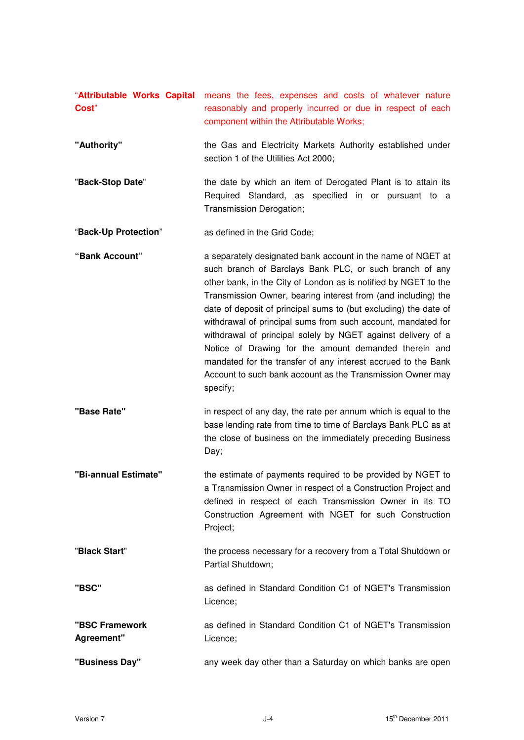**"Attributable Works Capital Cost"** means the fees, expenses and costs of whatever nature reasonably and properly incurred or due in respect of each component within the Attributable Works;

**"Authority"** the Gas and Electricity Markets Authority established under section 1 of the Utilities Act 2000;

**"Back-Stop Date"** the date by which an item of Derogated Plant is to attain its Required Standard, as specified in or pursuant to a Transmission Derogation;

**"Back-Up Protection"** as defined in the Grid Code;

**"Bank Account"** a separately designated bank account in the name of NGET at such branch of Barclays Bank PLC, or such branch of any other bank, in the City of London as is notified by NGET to the Transmission Owner, bearing interest from (and including) the date of deposit of principal sums to (but excluding) the date of withdrawal of principal sums from such account, mandated for withdrawal of principal solely by NGET against delivery of a Notice of Drawing for the amount demanded therein and mandated for the transfer of any interest accrued to the Bank Account to such bank account as the Transmission Owner may specify;

**"Base Rate"** in respect of any day, the rate per annum which is equal to the base lending rate from time to time of Barclays Bank PLC as at the close of business on the immediately preceding Business Day;

**"Bi-annual Estimate"** the estimate of payments required to be provided by NGET to a Transmission Owner in respect of a Construction Project and defined in respect of each Transmission Owner in its TO Construction Agreement with NGET for such Construction Project;

**"Black Start"** the process necessary for a recovery from a Total Shutdown or Partial Shutdown;

**"BSC"** as defined in Standard Condition C1 of NGET's Transmission Licence;

**"BSC Framework Agreement"** as defined in Standard Condition C1 of NGET's Transmission Licence;

**"Business Day"** any week day other than a Saturday on which banks are open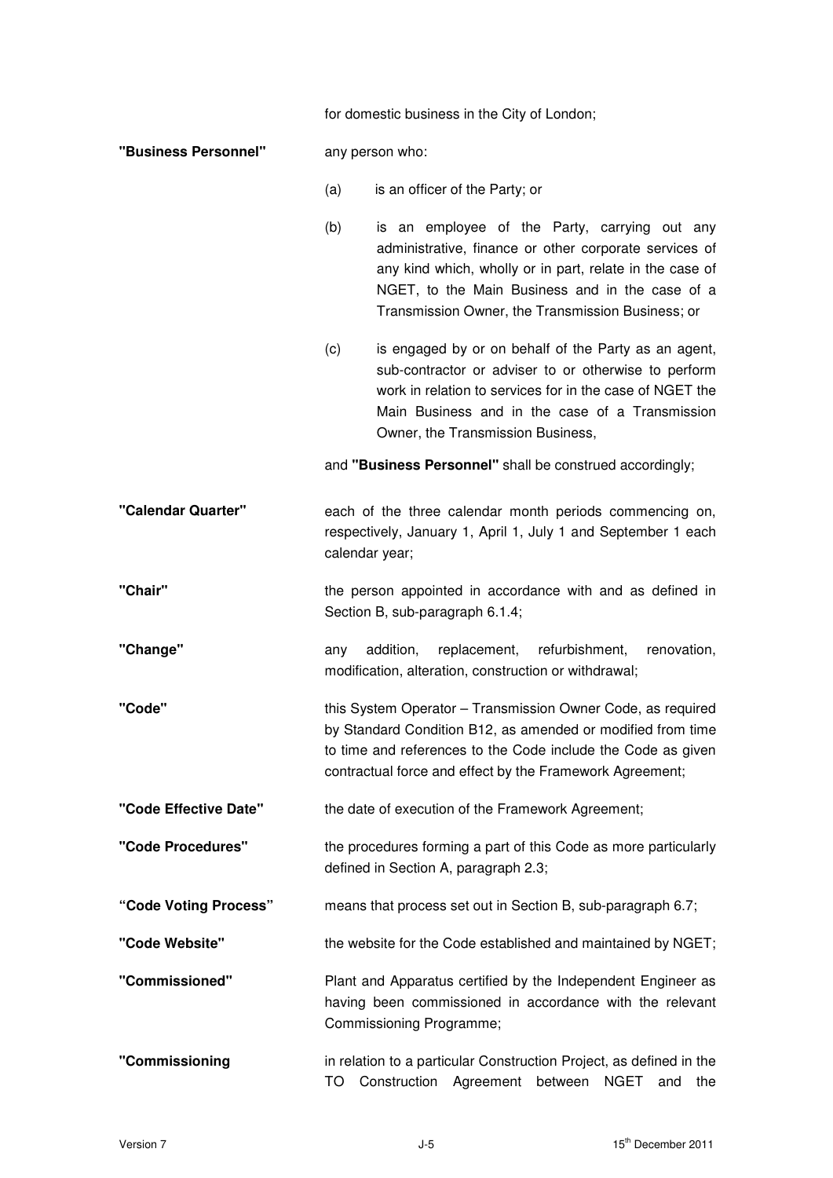for domestic business in the City of London;

**"Business Personnel"** any person who:

(a) is an officer of the Party; or

(b) is an employee of the Party, carrying out any administrative, finance or other corporate services of any kind which, wholly or in part, relate in the case of NGET, to the Main Business and in the case of a Transmission Owner, the Transmission Business; or

(c) is engaged by or on behalf of the Party as an agent, sub-contractor or adviser to or otherwise to perform work in relation to services for in the case of NGET the Main Business and in the case of a Transmission Owner, the Transmission Business,

and **"Business Personnel"** shall be construed accordingly;

**"Calendar Quarter"** each of the three calendar month periods commencing on, respectively, January 1, April 1, July 1 and September 1 each calendar year;

**"Chair"** the person appointed in accordance with and as defined in Section B, sub-paragraph 6.1.4;

**"Change"** any addition, replacement, refurbishment, renovation, modification, alteration, construction or withdrawal;

**"Code"** this System Operator – Transmission Owner Code, as required by Standard Condition B12, as amended or modified from time to time and references to the Code include the Code as given contractual force and effect by the Framework Agreement;

**"Code Effective Date"** the date of execution of the Framework Agreement;

**"Code Procedures"** the procedures forming a part of this Code as more particularly defined in Section A, paragraph 2.3;

**"Code Voting Process"** means that process set out in Section B, sub-paragraph 6.7;

**"Code Website"** the website for the Code established and maintained by NGET;

**"Commissioned"** Plant and Apparatus certified by the Independent Engineer as having been commissioned in accordance with the relevant Commissioning Programme;

**"Commissioning** in relation to a particular Construction Project, as defined in the TO Construction Agreement between NGET and the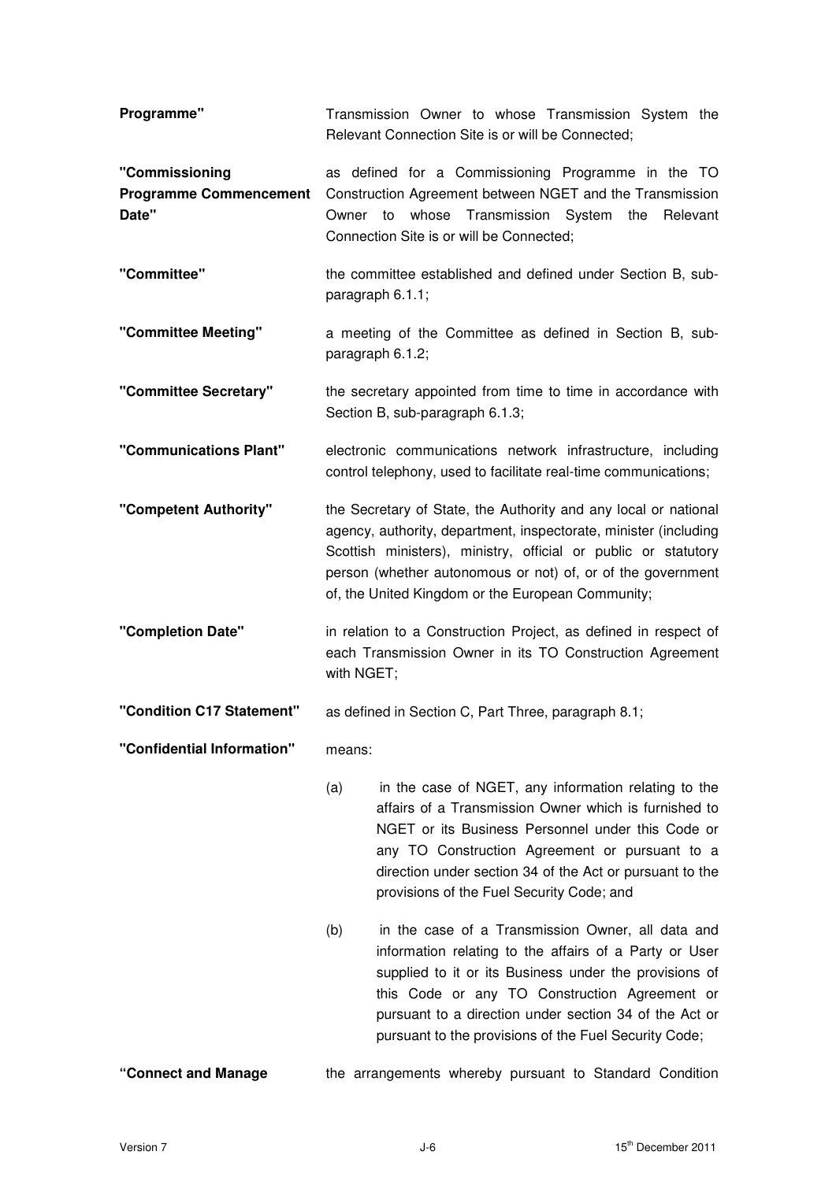| | |
|---|---|
| **Programme"** | Transmission Owner to whose Transmission System the Relevant Connection Site is or will be Connected; |
| **"Commissioning Programme Commencement Date"** | as defined for a Commissioning Programme in the TO Construction Agreement between NGET and the Transmission Owner to whose Transmission System the Relevant Connection Site is or will be Connected; |
| **"Committee"** | the committee established and defined under Section B, sub-paragraph 6.1.1; |
| **"Committee Meeting"** | a meeting of the Committee as defined in Section B, sub-paragraph 6.1.2; |
| **"Committee Secretary"** | the secretary appointed from time to time in accordance with Section B, sub-paragraph 6.1.3; |
| **"Communications Plant"** | electronic communications network infrastructure, including control telephony, used to facilitate real-time communications; |
| **"Competent Authority"** | the Secretary of State, the Authority and any local or national agency, authority, department, inspectorate, minister (including Scottish ministers), ministry, official or public or statutory person (whether autonomous or not) of, or of the government of, the United Kingdom or the European Community; |
| **"Completion Date"** | in relation to a Construction Project, as defined in respect of each Transmission Owner in its TO Construction Agreement with NGET; |
| **"Condition C17 Statement"** | as defined in Section C, Part Three, paragraph 8.1; |
| **"Confidential Information"** | means:<br><br>(a) in the case of NGET, any information relating to the affairs of a Transmission Owner which is furnished to NGET or its Business Personnel under this Code or any TO Construction Agreement or pursuant to a direction under section 34 of the Act or pursuant to the provisions of the Fuel Security Code; and<br><br>(b) in the case of a Transmission Owner, all data and information relating to the affairs of a Party or User supplied to it or its Business under the provisions of this Code or any TO Construction Agreement or pursuant to a direction under section 34 of the Act or pursuant to the provisions of the Fuel Security Code; |
| **"Connect and Manage** | the arrangements whereby pursuant to Standard Condition |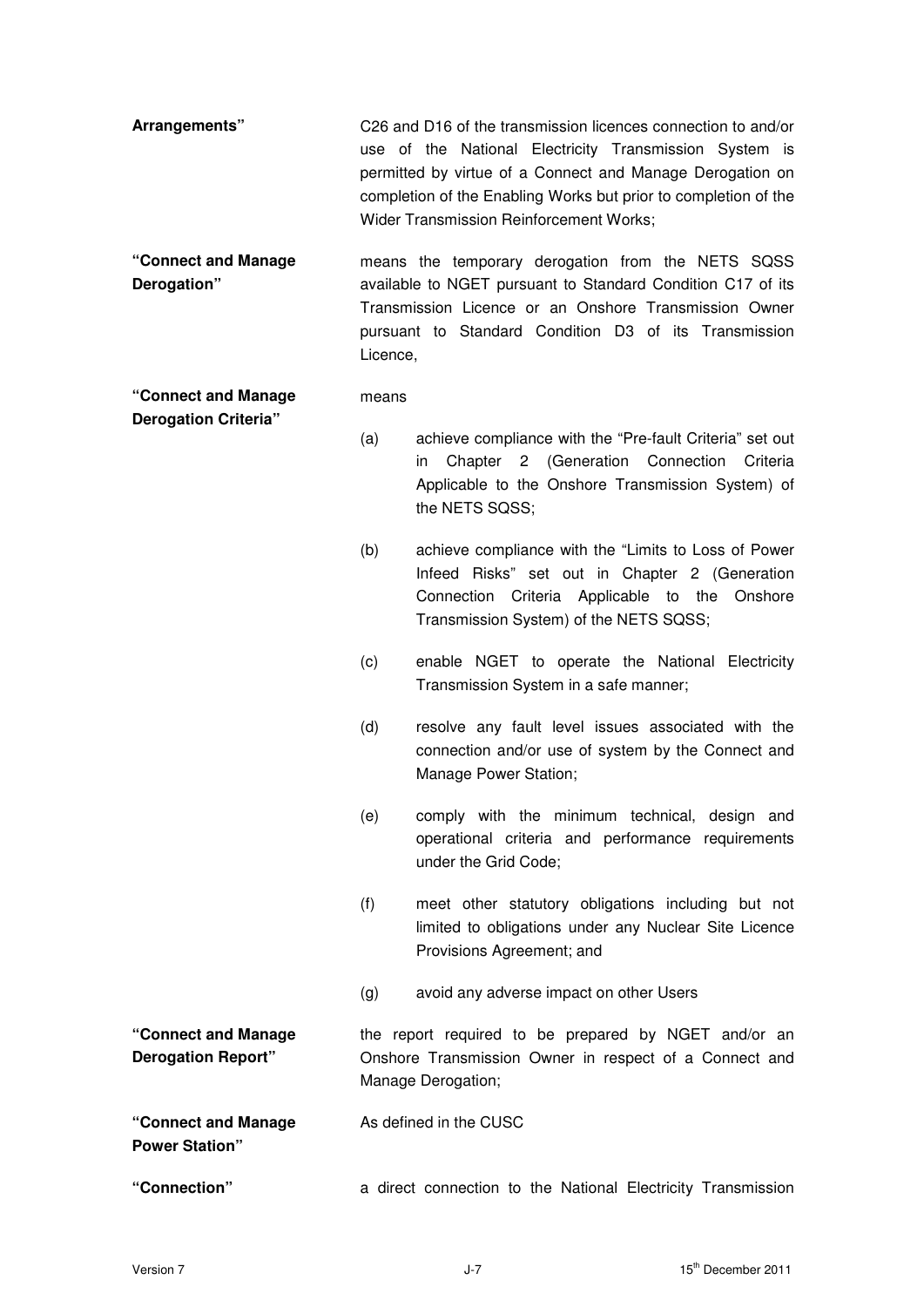| | |
|---|---|
| **Arrangements"** | C26 and D16 of the transmission licences connection to and/or use of the National Electricity Transmission System is permitted by virtue of a Connect and Manage Derogation on completion of the Enabling Works but prior to completion of the Wider Transmission Reinforcement Works; |
| **"Connect and Manage Derogation"** | means the temporary derogation from the NETS SQSS available to NGET pursuant to Standard Condition C17 of its Transmission Licence or an Onshore Transmission Owner pursuant to Standard Condition D3 of its Transmission Licence, |
| **"Connect and Manage Derogation Criteria"** | means<br><br>(a) achieve compliance with the "Pre-fault Criteria" set out in Chapter 2 (Generation Connection Criteria Applicable to the Onshore Transmission System) of the NETS SQSS;<br><br>(b) achieve compliance with the "Limits to Loss of Power Infeed Risks" set out in Chapter 2 (Generation Connection Criteria Applicable to the Onshore Transmission System) of the NETS SQSS;<br><br>(c) enable NGET to operate the National Electricity Transmission System in a safe manner;<br><br>(d) resolve any fault level issues associated with the connection and/or use of system by the Connect and Manage Power Station;<br><br>(e) comply with the minimum technical, design and operational criteria and performance requirements under the Grid Code;<br><br>(f) meet other statutory obligations including but not limited to obligations under any Nuclear Site Licence Provisions Agreement; and<br><br>(g) avoid any adverse impact on other Users |
| **"Connect and Manage Derogation Report"** | the report required to be prepared by NGET and/or an Onshore Transmission Owner in respect of a Connect and Manage Derogation; |
| **"Connect and Manage Power Station"** | As defined in the CUSC |
| **"Connection"** | a direct connection to the National Electricity Transmission |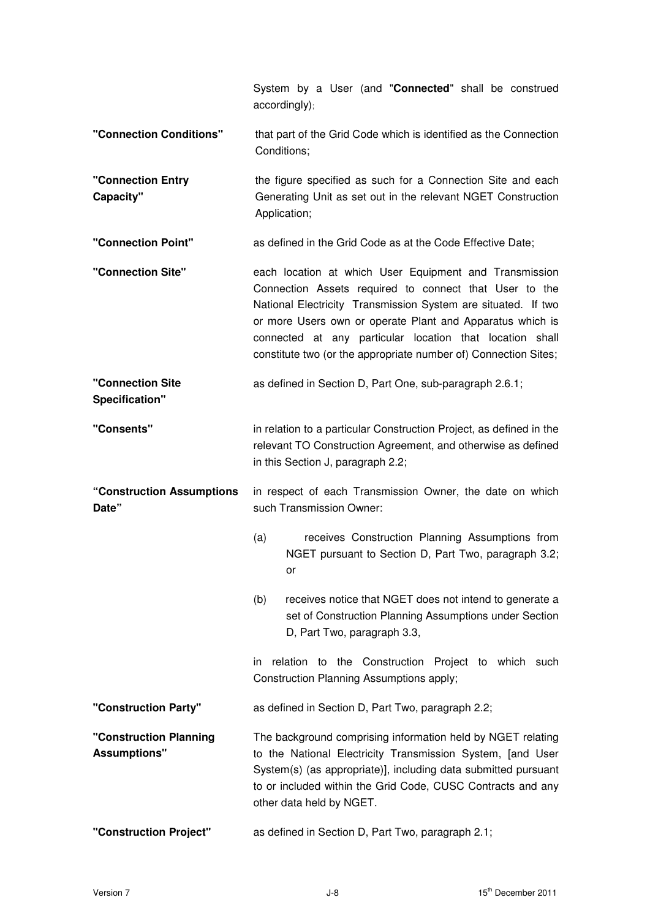System by a User (and "**Connected**" shall be construed accordingly);

**"Connection Conditions"** that part of the Grid Code which is identified as the Connection Conditions;

**"Connection Entry Capacity"** the figure specified as such for a Connection Site and each Generating Unit as set out in the relevant NGET Construction Application;

**"Connection Point"** as defined in the Grid Code as at the Code Effective Date;

**"Connection Site"** each location at which User Equipment and Transmission Connection Assets required to connect that User to the National Electricity Transmission System are situated. If two or more Users own or operate Plant and Apparatus which is connected at any particular location that location shall constitute two (or the appropriate number of) Connection Sites;

**"Connection Site Specification"** as defined in Section D, Part One, sub-paragraph 2.6.1;

**"Consents"** in relation to a particular Construction Project, as defined in the relevant TO Construction Agreement, and otherwise as defined in this Section J, paragraph 2.2;

**"Construction Assumptions Date"** in respect of each Transmission Owner, the date on which such Transmission Owner:

(a) receives Construction Planning Assumptions from NGET pursuant to Section D, Part Two, paragraph 3.2; or

(b) receives notice that NGET does not intend to generate a set of Construction Planning Assumptions under Section D, Part Two, paragraph 3.3,

in relation to the Construction Project to which such Construction Planning Assumptions apply;

**"Construction Party"** as defined in Section D, Part Two, paragraph 2.2;

**"Construction Planning Assumptions"** The background comprising information held by NGET relating to the National Electricity Transmission System, [and User System(s) (as appropriate)], including data submitted pursuant to or included within the Grid Code, CUSC Contracts and any other data held by NGET.

**"Construction Project"** as defined in Section D, Part Two, paragraph 2.1;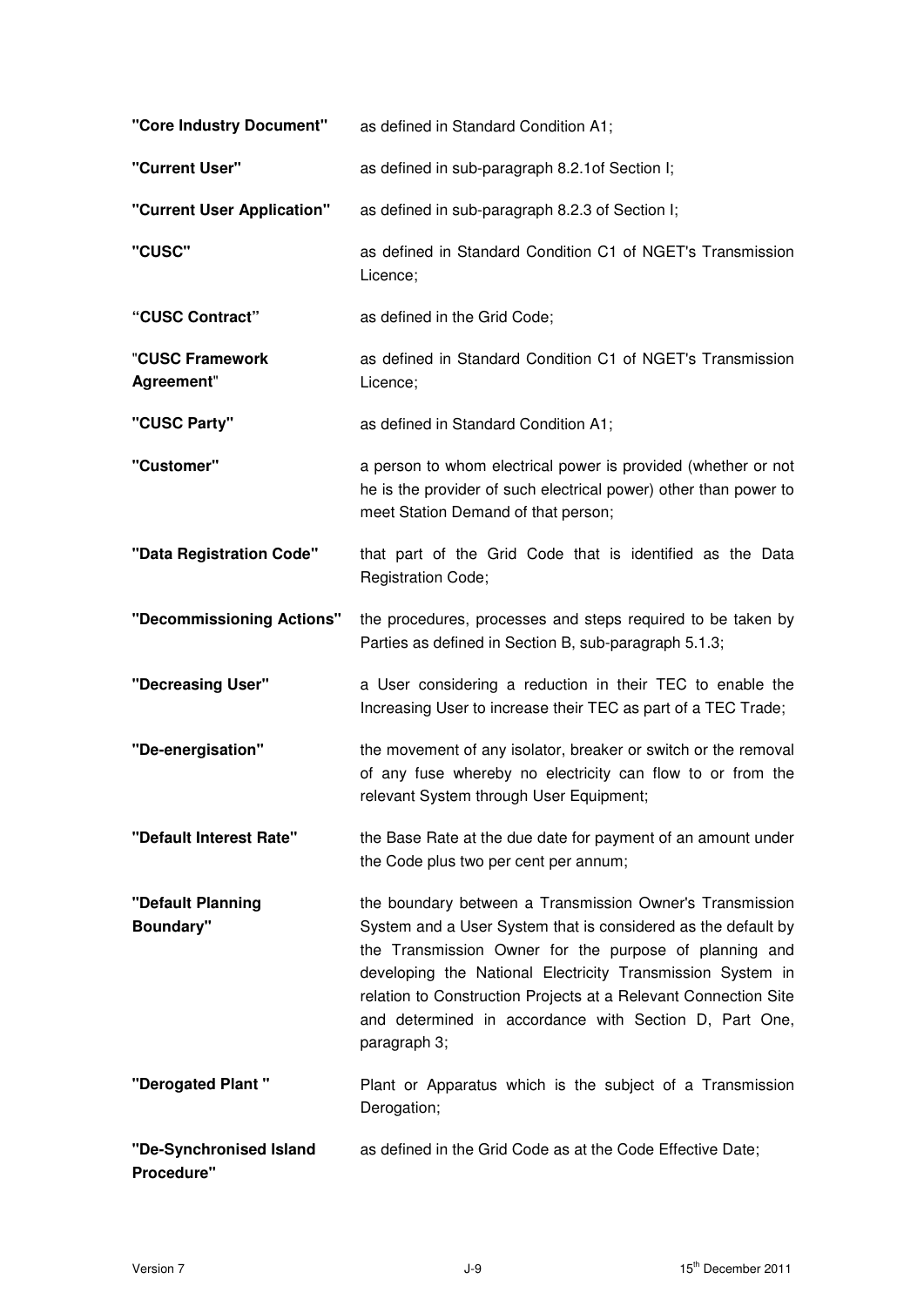| | |
|---|---|
| **"Core Industry Document"** | as defined in Standard Condition A1; |
| **"Current User"** | as defined in sub-paragraph 8.2.1of Section I; |
| **"Current User Application"** | as defined in sub-paragraph 8.2.3 of Section I; |
| **"CUSC"** | as defined in Standard Condition C1 of NGET's Transmission Licence; |
| **"CUSC Contract"** | as defined in the Grid Code; |
| "**CUSC Framework Agreement**" | as defined in Standard Condition C1 of NGET's Transmission Licence; |
| **"CUSC Party"** | as defined in Standard Condition A1; |
| **"Customer"** | a person to whom electrical power is provided (whether or not he is the provider of such electrical power) other than power to meet Station Demand of that person; |
| **"Data Registration Code"** | that part of the Grid Code that is identified as the Data Registration Code; |
| **"Decommissioning Actions"** | the procedures, processes and steps required to be taken by Parties as defined in Section B, sub-paragraph 5.1.3; |
| **"Decreasing User"** | a User considering a reduction in their TEC to enable the Increasing User to increase their TEC as part of a TEC Trade; |
| **"De-energisation"** | the movement of any isolator, breaker or switch or the removal of any fuse whereby no electricity can flow to or from the relevant System through User Equipment; |
| **"Default Interest Rate"** | the Base Rate at the due date for payment of an amount under the Code plus two per cent per annum; |
| **"Default Planning Boundary"** | the boundary between a Transmission Owner's Transmission System and a User System that is considered as the default by the Transmission Owner for the purpose of planning and developing the National Electricity Transmission System in relation to Construction Projects at a Relevant Connection Site and determined in accordance with Section D, Part One, paragraph 3; |
| **"Derogated Plant "** | Plant or Apparatus which is the subject of a Transmission Derogation; |
| **"De-Synchronised Island Procedure"** | as defined in the Grid Code as at the Code Effective Date; |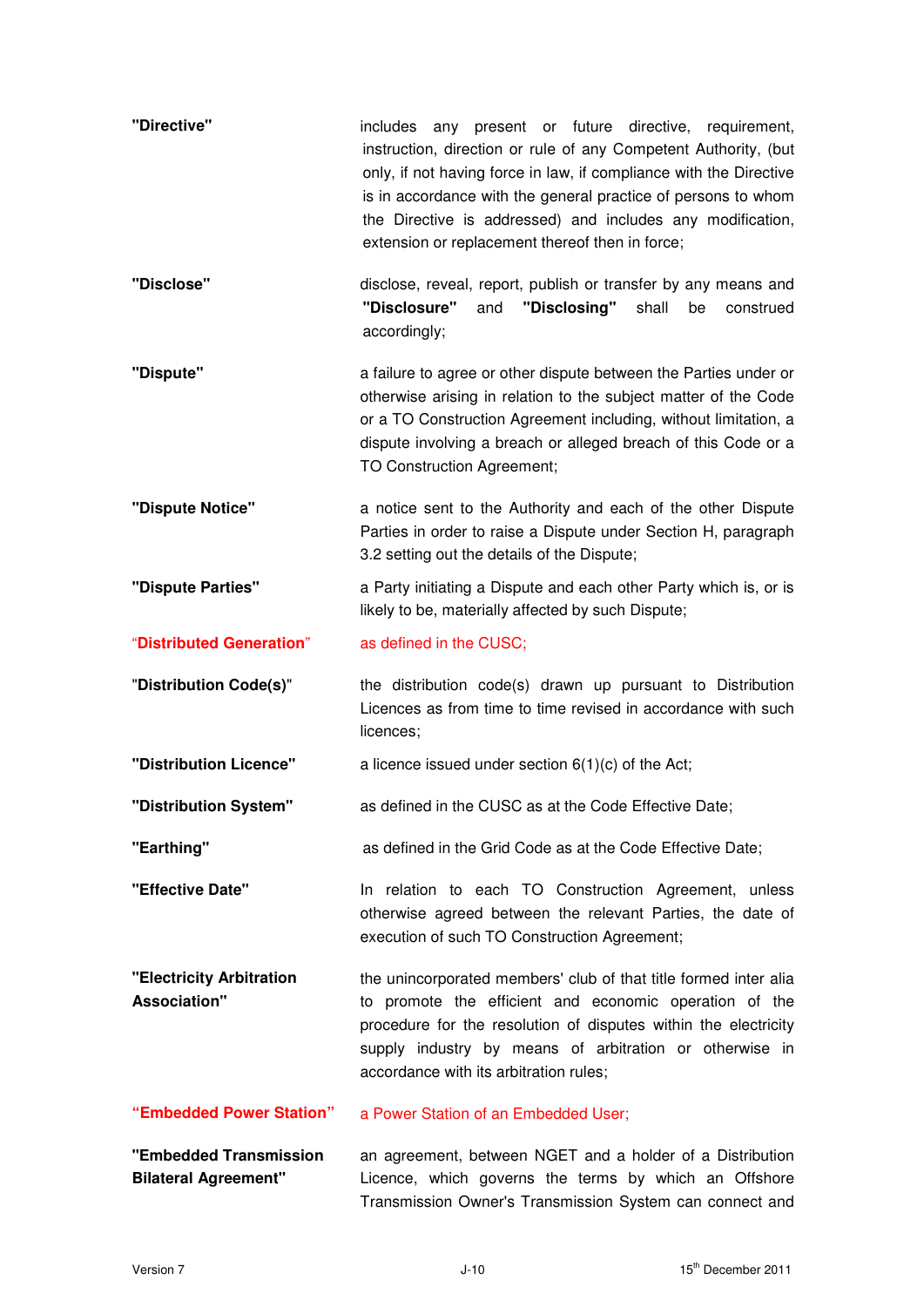| | |
|---|---|
| **"Directive"** | includes any present or future directive, requirement, instruction, direction or rule of any Competent Authority, (but only, if not having force in law, if compliance with the Directive is in accordance with the general practice of persons to whom the Directive is addressed) and includes any modification, extension or replacement thereof then in force; |
| **"Disclose"** | disclose, reveal, report, publish or transfer by any means and **"Disclosure"** and **"Disclosing"** shall be construed accordingly; |
| **"Dispute"** | a failure to agree or other dispute between the Parties under or otherwise arising in relation to the subject matter of the Code or a TO Construction Agreement including, without limitation, a dispute involving a breach or alleged breach of this Code or a TO Construction Agreement; |
| **"Dispute Notice"** | a notice sent to the Authority and each of the other Dispute Parties in order to raise a Dispute under Section H, paragraph 3.2 setting out the details of the Dispute; |
| **"Dispute Parties"** | a Party initiating a Dispute and each other Party which is, or is likely to be, materially affected by such Dispute; |
| **"Distributed Generation"** | as defined in the CUSC; |
| **"Distribution Code(s)"** | the distribution code(s) drawn up pursuant to Distribution Licences as from time to time revised in accordance with such licences; |
| **"Distribution Licence"** | a licence issued under section 6(1)(c) of the Act; |
| **"Distribution System"** | as defined in the CUSC as at the Code Effective Date; |
| **"Earthing"** | as defined in the Grid Code as at the Code Effective Date; |
| **"Effective Date"** | In relation to each TO Construction Agreement, unless otherwise agreed between the relevant Parties, the date of execution of such TO Construction Agreement; |
| **"Electricity Arbitration Association"** | the unincorporated members' club of that title formed inter alia to promote the efficient and economic operation of the procedure for the resolution of disputes within the electricity supply industry by means of arbitration or otherwise in accordance with its arbitration rules; |
| **"Embedded Power Station"** | a Power Station of an Embedded User; |
| **"Embedded Transmission Bilateral Agreement"** | an agreement, between NGET and a holder of a Distribution Licence, which governs the terms by which an Offshore Transmission Owner's Transmission System can connect and |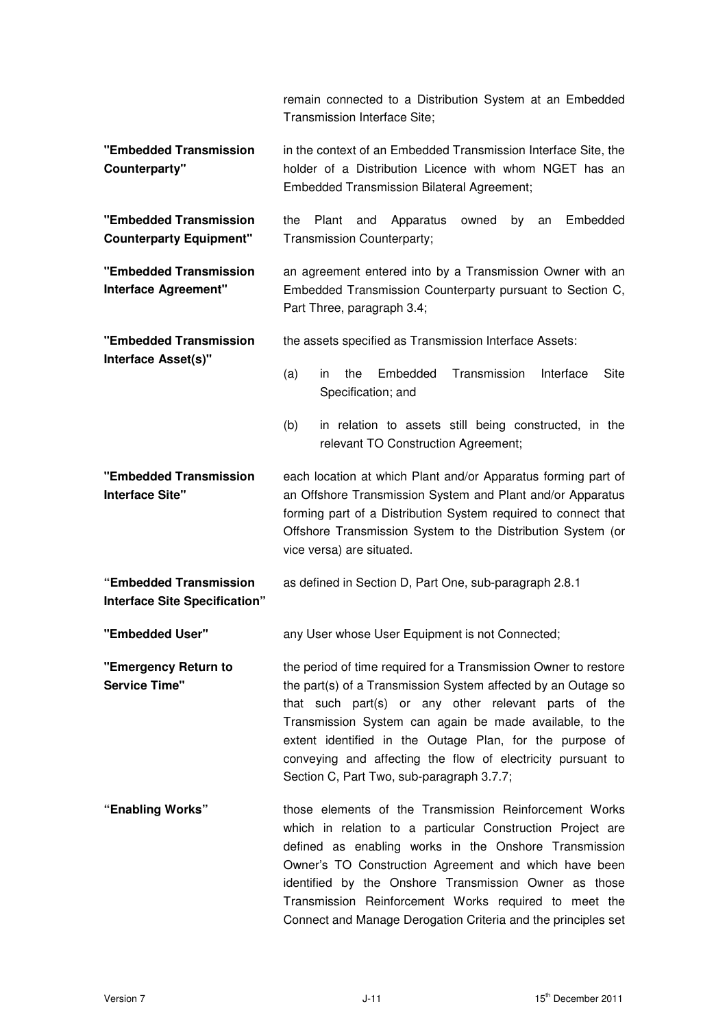remain connected to a Distribution System at an Embedded Transmission Interface Site;

**"Embedded Transmission Counterparty"** in the context of an Embedded Transmission Interface Site, the holder of a Distribution Licence with whom NGET has an Embedded Transmission Bilateral Agreement;

**"Embedded Transmission Counterparty Equipment"** the Plant and Apparatus owned by an Embedded Transmission Counterparty;

**"Embedded Transmission Interface Agreement"** an agreement entered into by a Transmission Owner with an Embedded Transmission Counterparty pursuant to Section C, Part Three, paragraph 3.4;

**"Embedded Transmission Interface Asset(s)"** the assets specified as Transmission Interface Assets:

(a) in the Embedded Transmission Interface Site Specification; and

(b) in relation to assets still being constructed, in the relevant TO Construction Agreement;

**"Embedded Transmission Interface Site"** each location at which Plant and/or Apparatus forming part of an Offshore Transmission System and Plant and/or Apparatus forming part of a Distribution System required to connect that Offshore Transmission System to the Distribution System (or vice versa) are situated.

**"Embedded Transmission Interface Site Specification"** as defined in Section D, Part One, sub-paragraph 2.8.1

**"Embedded User"** any User whose User Equipment is not Connected;

**"Emergency Return to Service Time"** the period of time required for a Transmission Owner to restore the part(s) of a Transmission System affected by an Outage so that such part(s) or any other relevant parts of the Transmission System can again be made available, to the extent identified in the Outage Plan, for the purpose of conveying and affecting the flow of electricity pursuant to Section C, Part Two, sub-paragraph 3.7.7;

**"Enabling Works"** those elements of the Transmission Reinforcement Works which in relation to a particular Construction Project are defined as enabling works in the Onshore Transmission Owner's TO Construction Agreement and which have been identified by the Onshore Transmission Owner as those Transmission Reinforcement Works required to meet the Connect and Manage Derogation Criteria and the principles set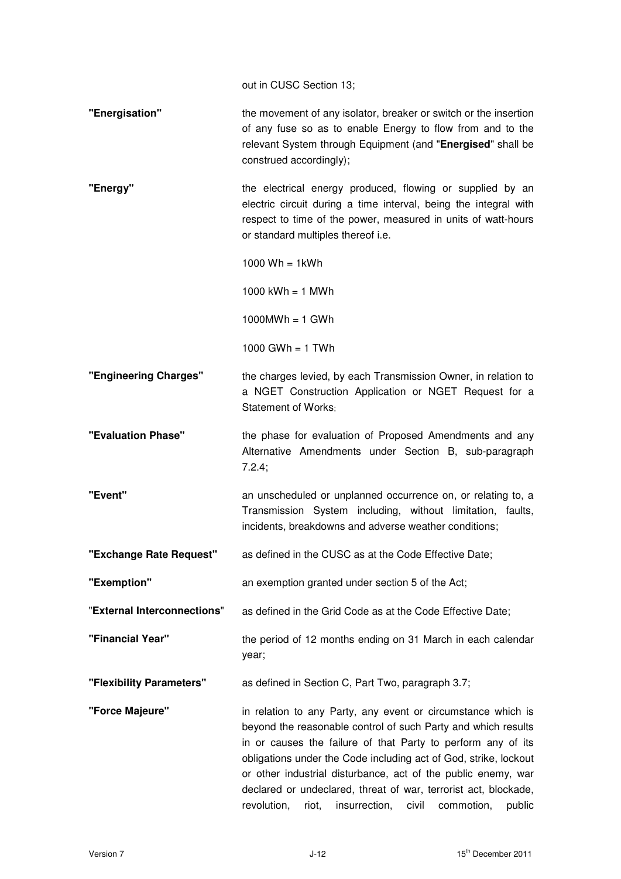out in CUSC Section 13;

| | |
|---|---|
| **"Energisation"** | the movement of any isolator, breaker or switch or the insertion of any fuse so as to enable Energy to flow from and to the relevant System through Equipment (and "**Energised**" shall be construed accordingly); |
| **"Energy"** | the electrical energy produced, flowing or supplied by an electric circuit during a time interval, being the integral with respect to time of the power, measured in units of watt-hours or standard multiples thereof i.e.<br><br>1000 Wh = 1kWh<br><br>1000 kWh = 1 MWh<br><br>1000MWh = 1 GWh<br><br>1000 GWh = 1 TWh |
| **"Engineering Charges"** | the charges levied, by each Transmission Owner, in relation to a NGET Construction Application or NGET Request for a Statement of Works; |
| **"Evaluation Phase"** | the phase for evaluation of Proposed Amendments and any Alternative Amendments under Section B, sub-paragraph 7.2.4; |
| **"Event"** | an unscheduled or unplanned occurrence on, or relating to, a Transmission System including, without limitation, faults, incidents, breakdowns and adverse weather conditions; |
| **"Exchange Rate Request"** | as defined in the CUSC as at the Code Effective Date; |
| **"Exemption"** | an exemption granted under section 5 of the Act; |
| "**External Interconnections**" | as defined in the Grid Code as at the Code Effective Date; |
| **"Financial Year"** | the period of 12 months ending on 31 March in each calendar year; |
| **"Flexibility Parameters"** | as defined in Section C, Part Two, paragraph 3.7; |
| **"Force Majeure"** | in relation to any Party, any event or circumstance which is beyond the reasonable control of such Party and which results in or causes the failure of that Party to perform any of its obligations under the Code including act of God, strike, lockout or other industrial disturbance, act of the public enemy, war declared or undeclared, threat of war, terrorist act, blockade, revolution, riot, insurrection, civil commotion, public |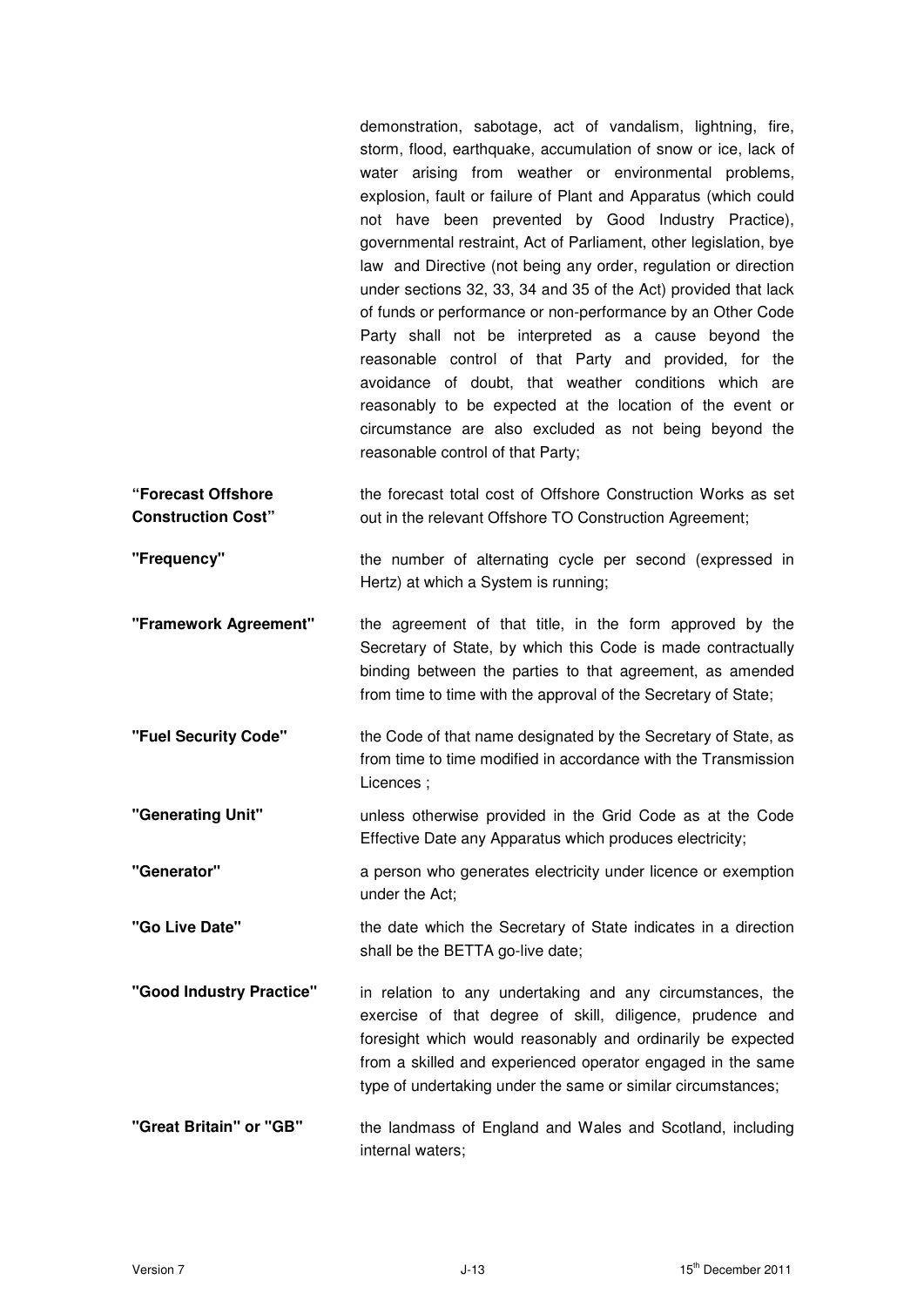demonstration, sabotage, act of vandalism, lightning, fire, storm, flood, earthquake, accumulation of snow or ice, lack of water arising from weather or environmental problems, explosion, fault or failure of Plant and Apparatus (which could not have been prevented by Good Industry Practice), governmental restraint, Act of Parliament, other legislation, bye law and Directive (not being any order, regulation or direction under sections 32, 33, 34 and 35 of the Act) provided that lack of funds or performance or non-performance by an Other Code Party shall not be interpreted as a cause beyond the reasonable control of that Party and provided, for the avoidance of doubt, that weather conditions which are reasonably to be expected at the location of the event or circumstance are also excluded as not being beyond the reasonable control of that Party;

**"Forecast Offshore Construction Cost"** the forecast total cost of Offshore Construction Works as set out in the relevant Offshore TO Construction Agreement;

**"Frequency"** the number of alternating cycle per second (expressed in Hertz) at which a System is running;

**"Framework Agreement"** the agreement of that title, in the form approved by the Secretary of State, by which this Code is made contractually binding between the parties to that agreement, as amended from time to time with the approval of the Secretary of State;

**"Fuel Security Code"** the Code of that name designated by the Secretary of State, as from time to time modified in accordance with the Transmission Licences ;

**"Generating Unit"** unless otherwise provided in the Grid Code as at the Code Effective Date any Apparatus which produces electricity;

**"Generator"** a person who generates electricity under licence or exemption under the Act;

**"Go Live Date"** the date which the Secretary of State indicates in a direction shall be the BETTA go-live date;

**"Good Industry Practice"** in relation to any undertaking and any circumstances, the exercise of that degree of skill, diligence, prudence and foresight which would reasonably and ordinarily be expected from a skilled and experienced operator engaged in the same type of undertaking under the same or similar circumstances;

**"Great Britain" or "GB"** the landmass of England and Wales and Scotland, including internal waters;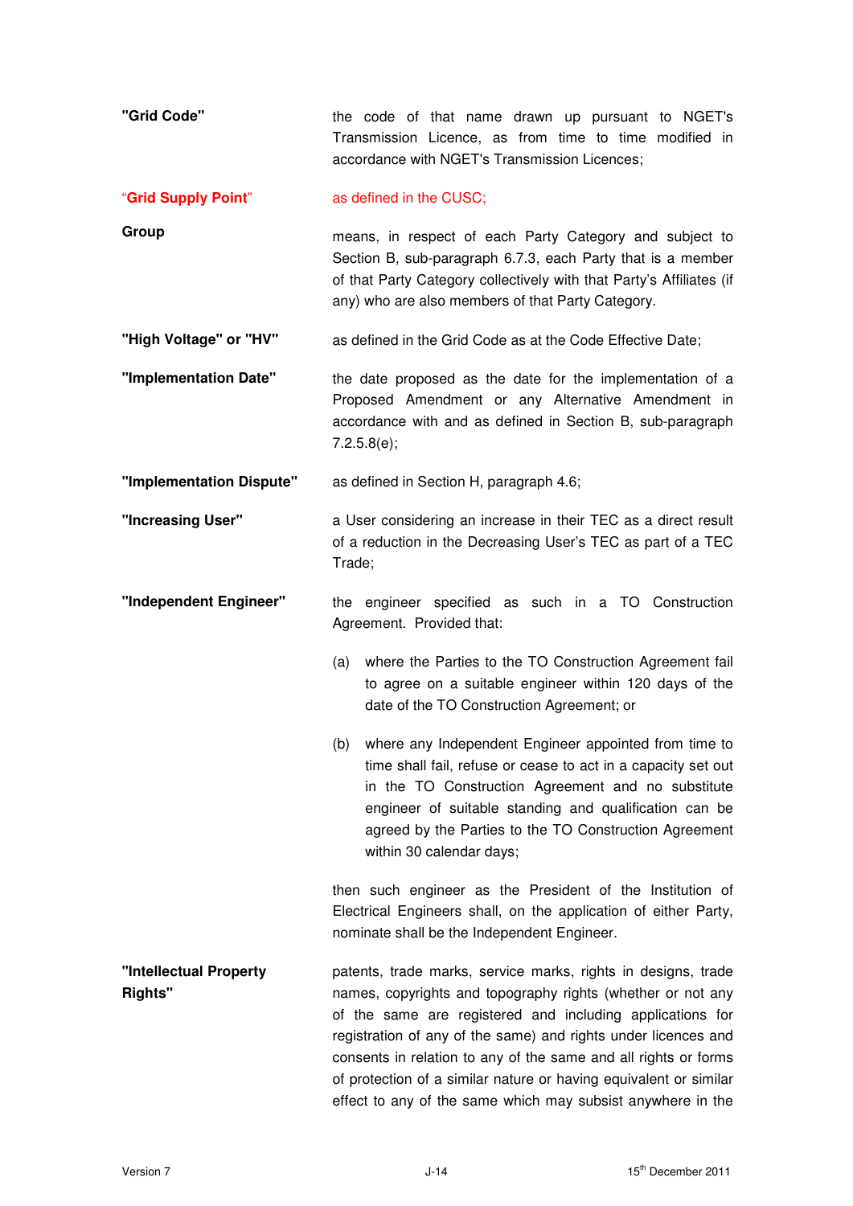**"Grid Code"** — the code of that name drawn up pursuant to NGET's Transmission Licence, as from time to time modified in accordance with NGET's Transmission Licences;

**"Grid Supply Point"** — as defined in the CUSC;

**Group** — means, in respect of each Party Category and subject to Section B, sub-paragraph 6.7.3, each Party that is a member of that Party Category collectively with that Party's Affiliates (if any) who are also members of that Party Category.

**"High Voltage" or "HV"** — as defined in the Grid Code as at the Code Effective Date;

**"Implementation Date"** — the date proposed as the date for the implementation of a Proposed Amendment or any Alternative Amendment in accordance with and as defined in Section B, sub-paragraph 7.2.5.8(e);

**"Implementation Dispute"** — as defined in Section H, paragraph 4.6;

**"Increasing User"** — a User considering an increase in their TEC as a direct result of a reduction in the Decreasing User's TEC as part of a TEC Trade;

**"Independent Engineer"** — the engineer specified as such in a TO Construction Agreement. Provided that:

(a) where the Parties to the TO Construction Agreement fail to agree on a suitable engineer within 120 days of the date of the TO Construction Agreement; or

(b) where any Independent Engineer appointed from time to time shall fail, refuse or cease to act in a capacity set out in the TO Construction Agreement and no substitute engineer of suitable standing and qualification can be agreed by the Parties to the TO Construction Agreement within 30 calendar days;

then such engineer as the President of the Institution of Electrical Engineers shall, on the application of either Party, nominate shall be the Independent Engineer.

**"Intellectual Property Rights"** — patents, trade marks, service marks, rights in designs, trade names, copyrights and topography rights (whether or not any of the same are registered and including applications for registration of any of the same) and rights under licences and consents in relation to any of the same and all rights or forms of protection of a similar nature or having equivalent or similar effect to any of the same which may subsist anywhere in the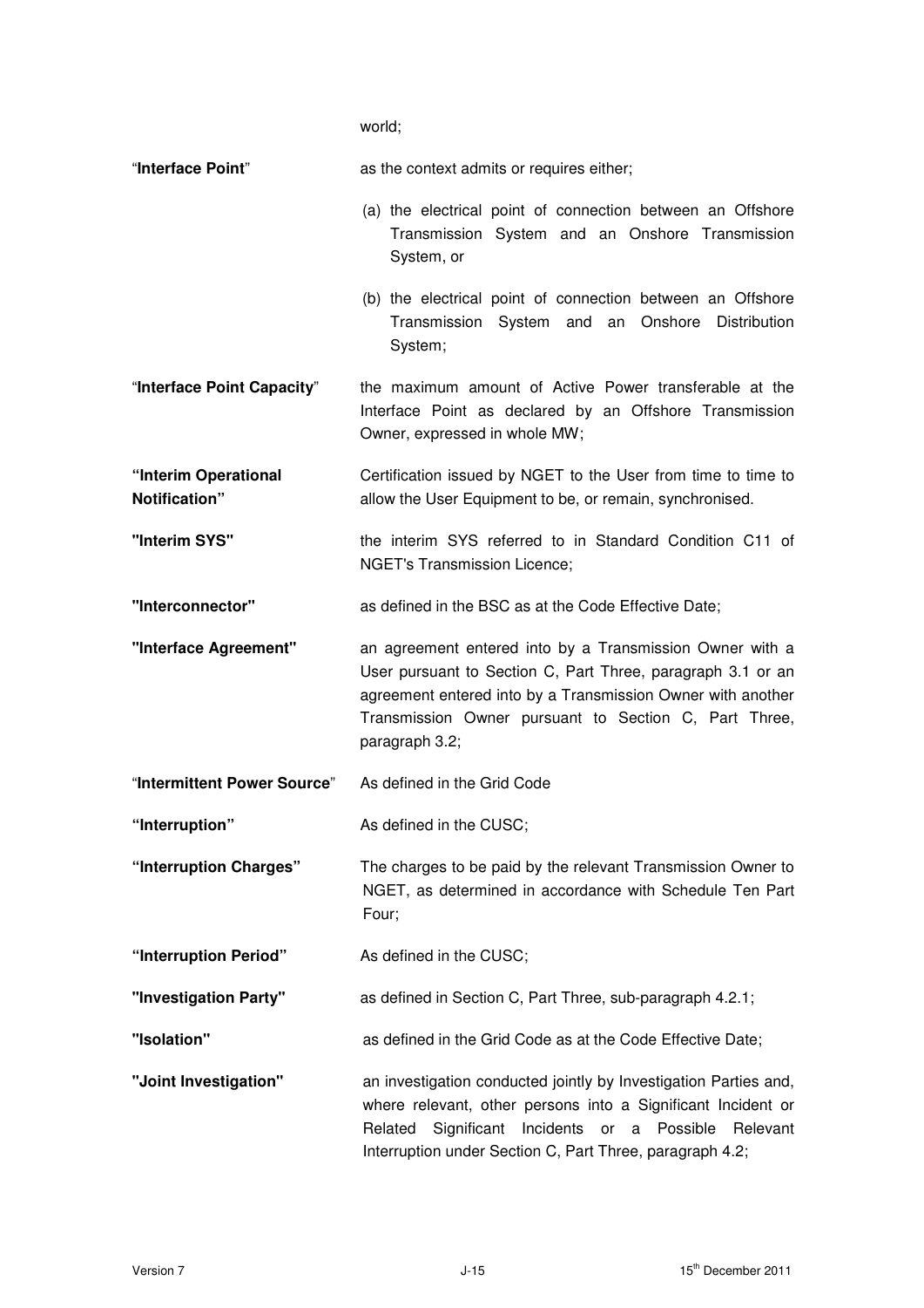world;

| | |
|---|---|
| "**Interface Point**" | as the context admits or requires either;<br><br>(a) the electrical point of connection between an Offshore Transmission System and an Onshore Transmission System, or<br><br>(b) the electrical point of connection between an Offshore Transmission System and an Onshore Distribution System; |
| "**Interface Point Capacity**" | the maximum amount of Active Power transferable at the Interface Point as declared by an Offshore Transmission Owner, expressed in whole MW; |
| **"Interim Operational Notification"** | Certification issued by NGET to the User from time to time to allow the User Equipment to be, or remain, synchronised. |
| **"Interim SYS"** | the interim SYS referred to in Standard Condition C11 of NGET's Transmission Licence; |
| **"Interconnector"** | as defined in the BSC as at the Code Effective Date; |
| **"Interface Agreement"** | an agreement entered into by a Transmission Owner with a User pursuant to Section C, Part Three, paragraph 3.1 or an agreement entered into by a Transmission Owner with another Transmission Owner pursuant to Section C, Part Three, paragraph 3.2; |
| "**Intermittent Power Source**" | As defined in the Grid Code |
| **"Interruption"** | As defined in the CUSC; |
| **"Interruption Charges"** | The charges to be paid by the relevant Transmission Owner to NGET, as determined in accordance with Schedule Ten Part Four; |
| **"Interruption Period"** | As defined in the CUSC; |
| **"Investigation Party"** | as defined in Section C, Part Three, sub-paragraph 4.2.1; |
| **"Isolation"** | as defined in the Grid Code as at the Code Effective Date; |
| **"Joint Investigation"** | an investigation conducted jointly by Investigation Parties and, where relevant, other persons into a Significant Incident or Related Significant Incidents or a Possible Relevant Interruption under Section C, Part Three, paragraph 4.2; |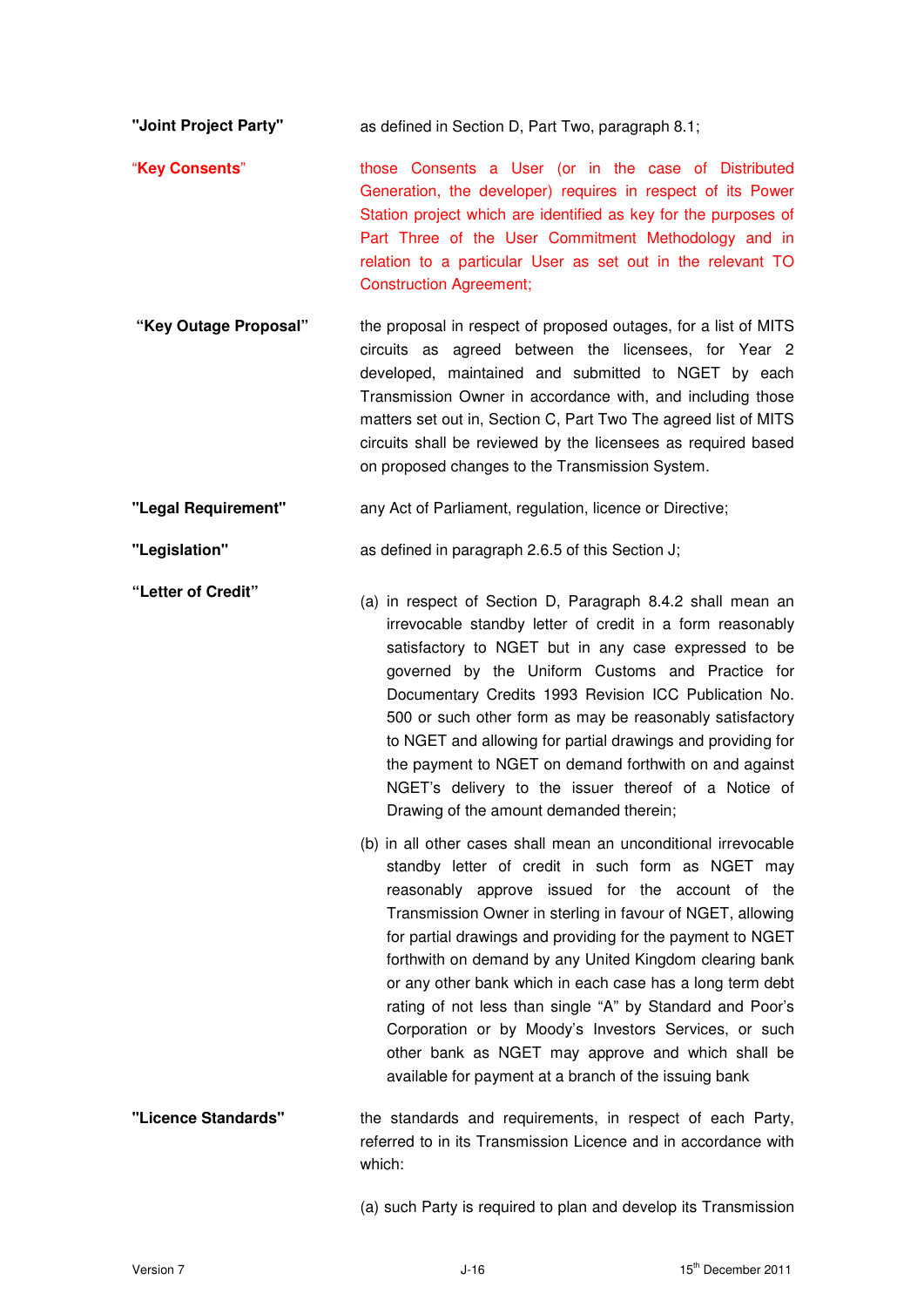**"Joint Project Party"** as defined in Section D, Part Two, paragraph 8.1;

**"Key Consents"** those Consents a User (or in the case of Distributed Generation, the developer) requires in respect of its Power Station project which are identified as key for the purposes of Part Three of the User Commitment Methodology and in relation to a particular User as set out in the relevant TO Construction Agreement;

**"Key Outage Proposal"** the proposal in respect of proposed outages, for a list of MITS circuits as agreed between the licensees, for Year 2 developed, maintained and submitted to NGET by each Transmission Owner in accordance with, and including those matters set out in, Section C, Part Two The agreed list of MITS circuits shall be reviewed by the licensees as required based on proposed changes to the Transmission System.

**"Legal Requirement"** any Act of Parliament, regulation, licence or Directive;

**"Legislation"** as defined in paragraph 2.6.5 of this Section J;

**"Letter of Credit"**

(a) in respect of Section D, Paragraph 8.4.2 shall mean an irrevocable standby letter of credit in a form reasonably satisfactory to NGET but in any case expressed to be governed by the Uniform Customs and Practice for Documentary Credits 1993 Revision ICC Publication No. 500 or such other form as may be reasonably satisfactory to NGET and allowing for partial drawings and providing for the payment to NGET on demand forthwith on and against NGET's delivery to the issuer thereof of a Notice of Drawing of the amount demanded therein;

(b) in all other cases shall mean an unconditional irrevocable standby letter of credit in such form as NGET may reasonably approve issued for the account of the Transmission Owner in sterling in favour of NGET, allowing for partial drawings and providing for the payment to NGET forthwith on demand by any United Kingdom clearing bank or any other bank which in each case has a long term debt rating of not less than single "A" by Standard and Poor's Corporation or by Moody's Investors Services, or such other bank as NGET may approve and which shall be available for payment at a branch of the issuing bank

**"Licence Standards"** the standards and requirements, in respect of each Party, referred to in its Transmission Licence and in accordance with which:

(a) such Party is required to plan and develop its Transmission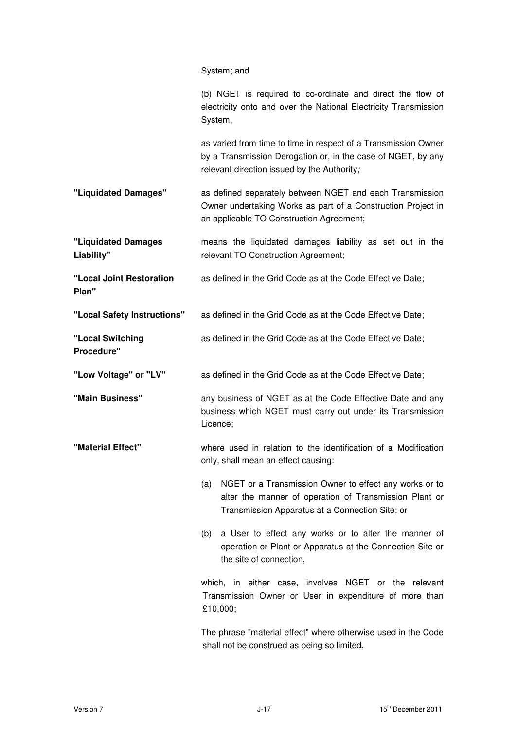System; and

(b) NGET is required to co-ordinate and direct the flow of electricity onto and over the National Electricity Transmission System,

as varied from time to time in respect of a Transmission Owner by a Transmission Derogation or, in the case of NGET, by any relevant direction issued by the Authority*;*

**"Liquidated Damages"** as defined separately between NGET and each Transmission Owner undertaking Works as part of a Construction Project in an applicable TO Construction Agreement;

**"Liquidated Damages Liability"** means the liquidated damages liability as set out in the relevant TO Construction Agreement;

**"Local Joint Restoration Plan"** as defined in the Grid Code as at the Code Effective Date;

**"Local Safety Instructions"** as defined in the Grid Code as at the Code Effective Date;

**"Local Switching Procedure"** as defined in the Grid Code as at the Code Effective Date;

**"Low Voltage" or "LV"** as defined in the Grid Code as at the Code Effective Date;

**"Main Business"** any business of NGET as at the Code Effective Date and any business which NGET must carry out under its Transmission Licence;

**"Material Effect"** where used in relation to the identification of a Modification only, shall mean an effect causing:

(a) NGET or a Transmission Owner to effect any works or to alter the manner of operation of Transmission Plant or Transmission Apparatus at a Connection Site; or

(b) a User to effect any works or to alter the manner of operation or Plant or Apparatus at the Connection Site or the site of connection,

which, in either case, involves NGET or the relevant Transmission Owner or User in expenditure of more than £10,000;

The phrase "material effect" where otherwise used in the Code shall not be construed as being so limited.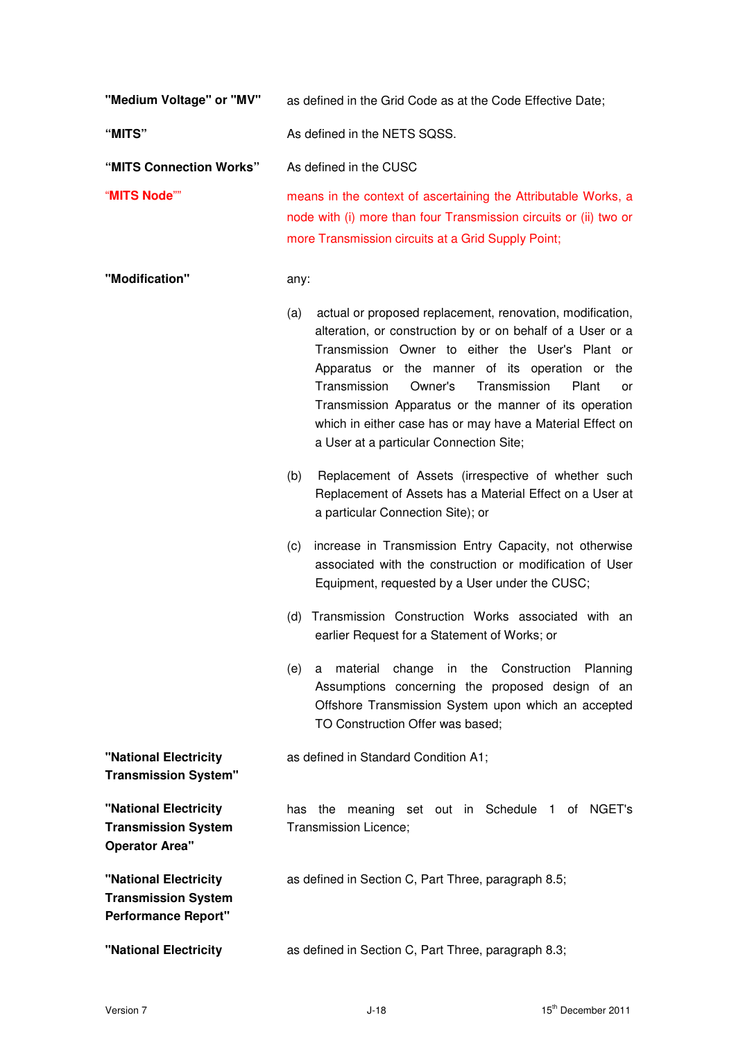**"Medium Voltage" or "MV"** as defined in the Grid Code as at the Code Effective Date;

**"MITS"** As defined in the NETS SQSS.

**"MITS Connection Works"** As defined in the CUSC

**"MITS Node""** means in the context of ascertaining the Attributable Works, a node with (i) more than four Transmission circuits or (ii) two or more Transmission circuits at a Grid Supply Point;

**"Modification"** any:

(a) actual or proposed replacement, renovation, modification, alteration, or construction by or on behalf of a User or a Transmission Owner to either the User's Plant or Apparatus or the manner of its operation or the Transmission Owner's Transmission Plant or Transmission Apparatus or the manner of its operation which in either case has or may have a Material Effect on a User at a particular Connection Site;

(b) Replacement of Assets (irrespective of whether such Replacement of Assets has a Material Effect on a User at a particular Connection Site); or

(c) increase in Transmission Entry Capacity, not otherwise associated with the construction or modification of User Equipment, requested by a User under the CUSC;

(d) Transmission Construction Works associated with an earlier Request for a Statement of Works; or

(e) a material change in the Construction Planning Assumptions concerning the proposed design of an Offshore Transmission System upon which an accepted TO Construction Offer was based;

**"National Electricity Transmission System"** as defined in Standard Condition A1;

**"National Electricity Transmission System Operator Area"** has the meaning set out in Schedule 1 of NGET's Transmission Licence;

**"National Electricity Transmission System Performance Report"** as defined in Section C, Part Three, paragraph 8.5;

**"National Electricity** as defined in Section C, Part Three, paragraph 8.3;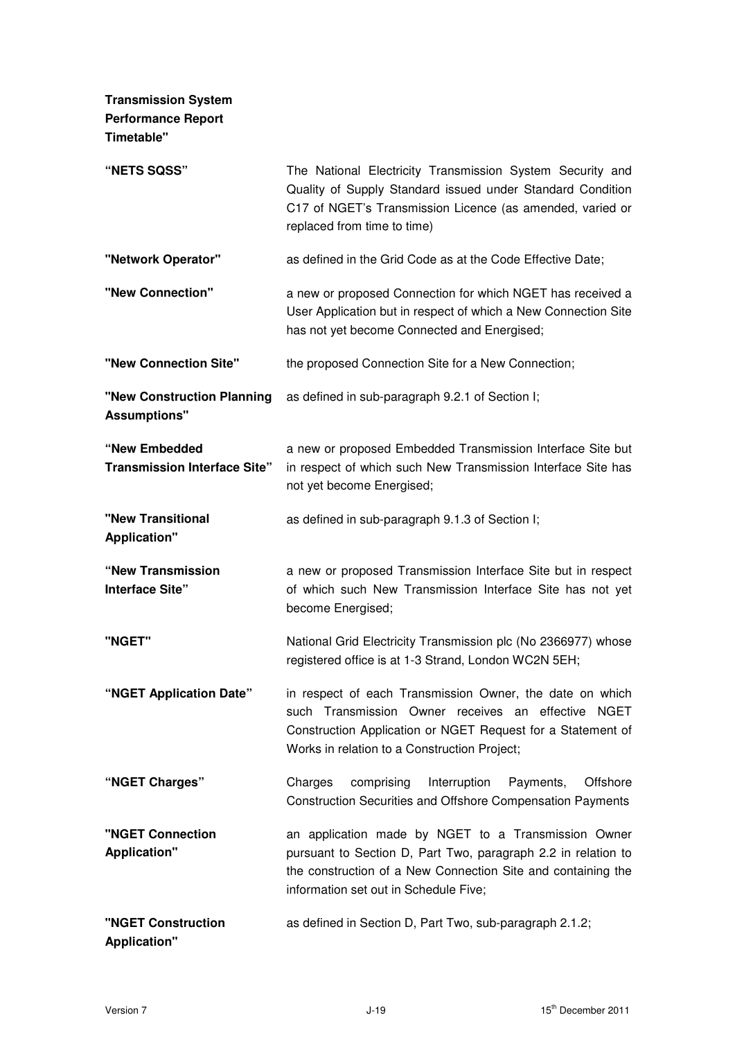**Transmission System Performance Report Timetable"**

| | |
|---|---|
| **"NETS SQSS"** | The National Electricity Transmission System Security and Quality of Supply Standard issued under Standard Condition C17 of NGET's Transmission Licence (as amended, varied or replaced from time to time) |
| **"Network Operator"** | as defined in the Grid Code as at the Code Effective Date; |
| **"New Connection"** | a new or proposed Connection for which NGET has received a User Application but in respect of which a New Connection Site has not yet become Connected and Energised; |
| **"New Connection Site"** | the proposed Connection Site for a New Connection; |
| **"New Construction Planning Assumptions"** | as defined in sub-paragraph 9.2.1 of Section I; |
| **"New Embedded Transmission Interface Site"** | a new or proposed Embedded Transmission Interface Site but in respect of which such New Transmission Interface Site has not yet become Energised; |
| **"New Transitional Application"** | as defined in sub-paragraph 9.1.3 of Section I; |
| **"New Transmission Interface Site"** | a new or proposed Transmission Interface Site but in respect of which such New Transmission Interface Site has not yet become Energised; |
| **"NGET"** | National Grid Electricity Transmission plc (No 2366977) whose registered office is at 1-3 Strand, London WC2N 5EH; |
| **"NGET Application Date"** | in respect of each Transmission Owner, the date on which such Transmission Owner receives an effective NGET Construction Application or NGET Request for a Statement of Works in relation to a Construction Project; |
| **"NGET Charges"** | Charges comprising Interruption Payments, Offshore Construction Securities and Offshore Compensation Payments |
| **"NGET Connection Application"** | an application made by NGET to a Transmission Owner pursuant to Section D, Part Two, paragraph 2.2 in relation to the construction of a New Connection Site and containing the information set out in Schedule Five; |
| **"NGET Construction Application"** | as defined in Section D, Part Two, sub-paragraph 2.1.2; |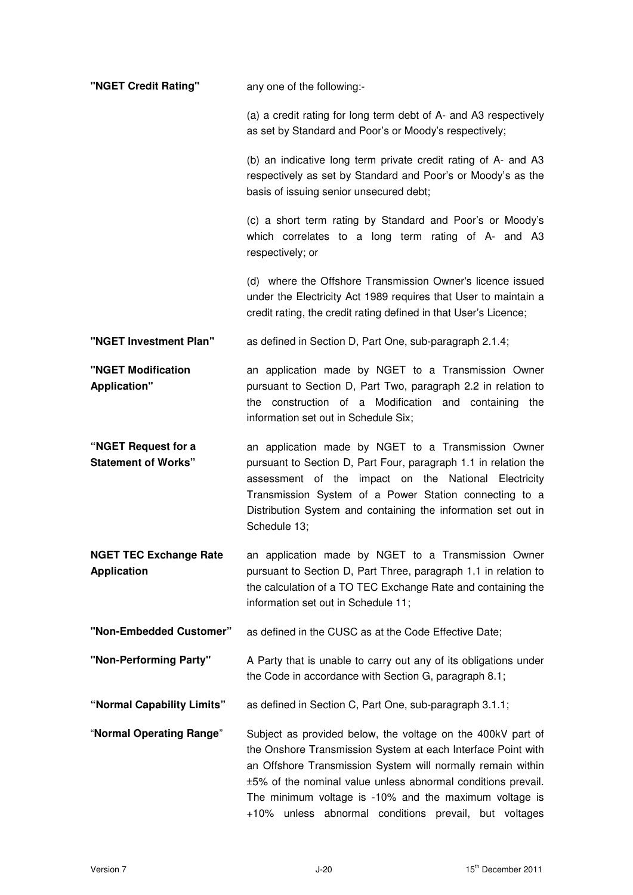**"NGET Credit Rating"** any one of the following:-

(a) a credit rating for long term debt of A- and A3 respectively as set by Standard and Poor's or Moody's respectively;

(b) an indicative long term private credit rating of A- and A3 respectively as set by Standard and Poor's or Moody's as the basis of issuing senior unsecured debt;

(c) a short term rating by Standard and Poor's or Moody's which correlates to a long term rating of A- and A3 respectively; or

(d) where the Offshore Transmission Owner's licence issued under the Electricity Act 1989 requires that User to maintain a credit rating, the credit rating defined in that User's Licence;

**"NGET Investment Plan"** as defined in Section D, Part One, sub-paragraph 2.1.4;

**"NGET Modification Application"** an application made by NGET to a Transmission Owner pursuant to Section D, Part Two, paragraph 2.2 in relation to the construction of a Modification and containing the information set out in Schedule Six;

**"NGET Request for a Statement of Works"** an application made by NGET to a Transmission Owner pursuant to Section D, Part Four, paragraph 1.1 in relation the assessment of the impact on the National Electricity Transmission System of a Power Station connecting to a Distribution System and containing the information set out in Schedule 13;

**NGET TEC Exchange Rate Application** an application made by NGET to a Transmission Owner pursuant to Section D, Part Three, paragraph 1.1 in relation to the calculation of a TO TEC Exchange Rate and containing the information set out in Schedule 11;

**"Non-Embedded Customer"** as defined in the CUSC as at the Code Effective Date;

**"Non-Performing Party"** A Party that is unable to carry out any of its obligations under the Code in accordance with Section G, paragraph 8.1;

**"Normal Capability Limits"** as defined in Section C, Part One, sub-paragraph 3.1.1;

"**Normal Operating Range**" Subject as provided below, the voltage on the 400kV part of the Onshore Transmission System at each Interface Point with an Offshore Transmission System will normally remain within ±5% of the nominal value unless abnormal conditions prevail. The minimum voltage is -10% and the maximum voltage is +10% unless abnormal conditions prevail, but voltages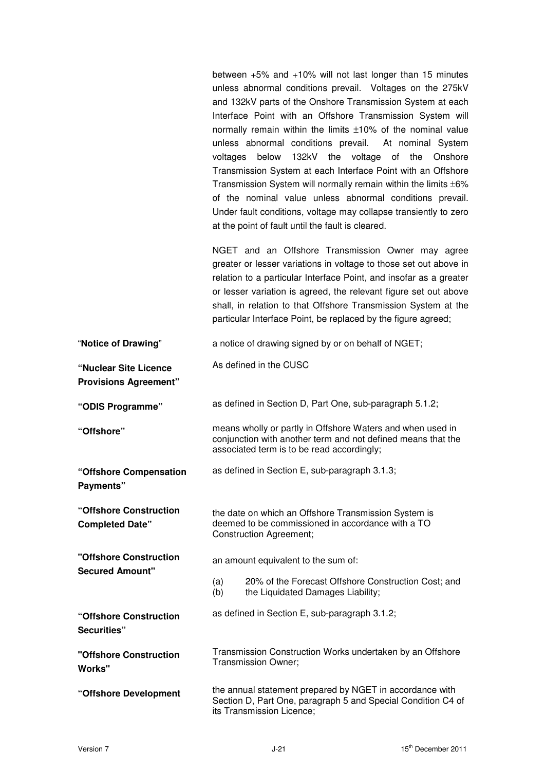between +5% and +10% will not last longer than 15 minutes unless abnormal conditions prevail. Voltages on the 275kV and 132kV parts of the Onshore Transmission System at each Interface Point with an Offshore Transmission System will normally remain within the limits ±10% of the nominal value unless abnormal conditions prevail. At nominal System voltages below 132kV the voltage of the Onshore Transmission System at each Interface Point with an Offshore Transmission System will normally remain within the limits ±6% of the nominal value unless abnormal conditions prevail. Under fault conditions, voltage may collapse transiently to zero at the point of fault until the fault is cleared.

NGET and an Offshore Transmission Owner may agree greater or lesser variations in voltage to those set out above in relation to a particular Interface Point, and insofar as a greater or lesser variation is agreed, the relevant figure set out above shall, in relation to that Offshore Transmission System at the particular Interface Point, be replaced by the figure agreed;

| | |
|---|---|
| "**Notice of Drawing**" | a notice of drawing signed by or on behalf of NGET; |
| **"Nuclear Site Licence Provisions Agreement"** | As defined in the CUSC |
| **"ODIS Programme"** | as defined in Section D, Part One, sub-paragraph 5.1.2; |
| **"Offshore"** | means wholly or partly in Offshore Waters and when used in conjunction with another term and not defined means that the associated term is to be read accordingly; |
| **"Offshore Compensation Payments"** | as defined in Section E, sub-paragraph 3.1.3; |
| **"Offshore Construction Completed Date"** | the date on which an Offshore Transmission System is deemed to be commissioned in accordance with a TO Construction Agreement; |
| **"Offshore Construction Secured Amount"** | an amount equivalent to the sum of:<br>(a) 20% of the Forecast Offshore Construction Cost; and<br>(b) the Liquidated Damages Liability; |
| **"Offshore Construction Securities"** | as defined in Section E, sub-paragraph 3.1.2; |
| **"Offshore Construction Works"** | Transmission Construction Works undertaken by an Offshore Transmission Owner; |
| **"Offshore Development** | the annual statement prepared by NGET in accordance with Section D, Part One, paragraph 5 and Special Condition C4 of its Transmission Licence; |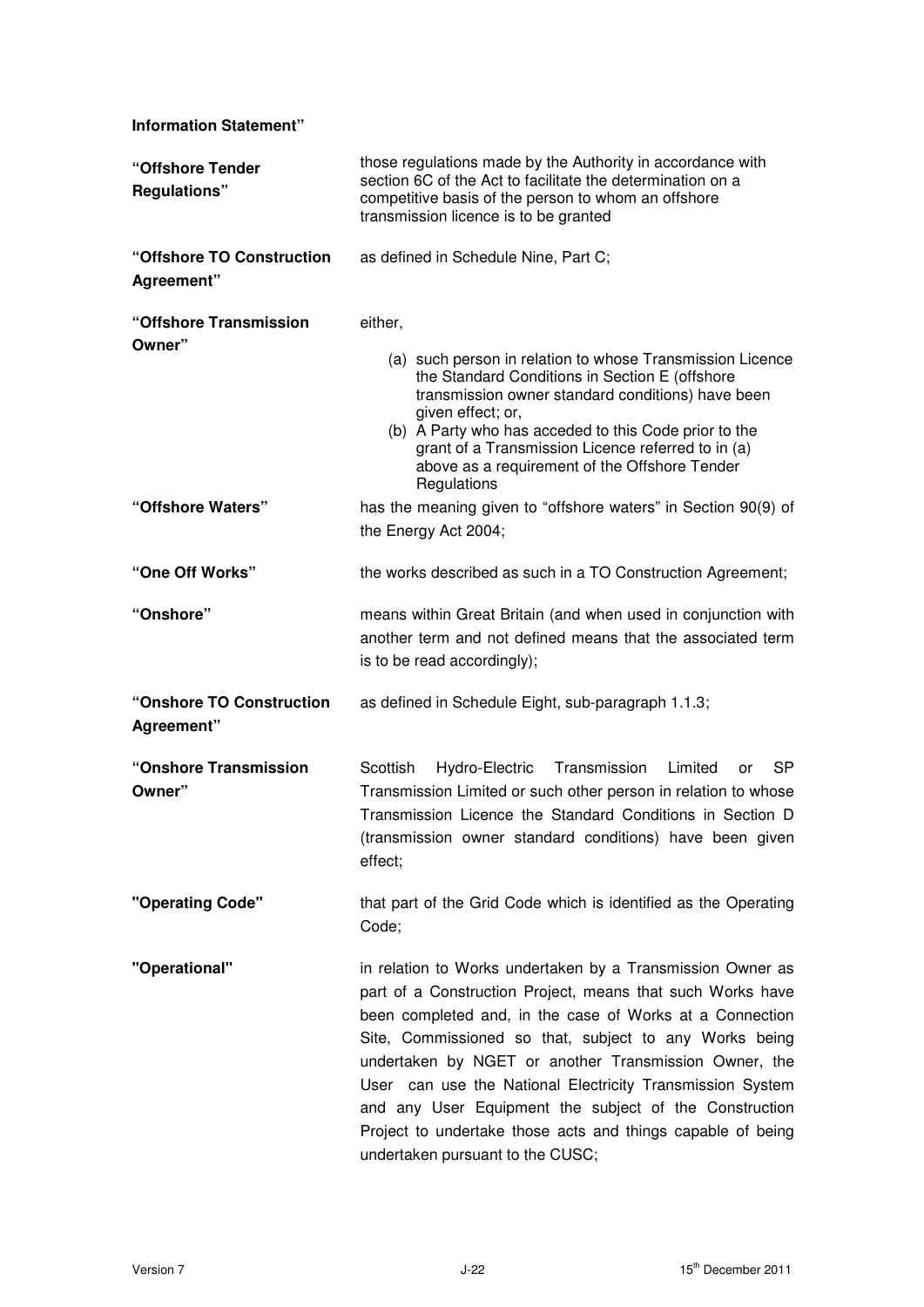**Information Statement"**

| | |
|---|---|
| **"Offshore Tender Regulations"** | those regulations made by the Authority in accordance with section 6C of the Act to facilitate the determination on a competitive basis of the person to whom an offshore transmission licence is to be granted |
| **"Offshore TO Construction Agreement"** | as defined in Schedule Nine, Part C; |
| **"Offshore Transmission Owner"** | either,<br>(a) such person in relation to whose Transmission Licence the Standard Conditions in Section E (offshore transmission owner standard conditions) have been given effect; or,<br>(b) A Party who has acceded to this Code prior to the grant of a Transmission Licence referred to in (a) above as a requirement of the Offshore Tender Regulations |
| **"Offshore Waters"** | has the meaning given to "offshore waters" in Section 90(9) of the Energy Act 2004; |
| **"One Off Works"** | the works described as such in a TO Construction Agreement; |
| **"Onshore"** | means within Great Britain (and when used in conjunction with another term and not defined means that the associated term is to be read accordingly); |
| **"Onshore TO Construction Agreement"** | as defined in Schedule Eight, sub-paragraph 1.1.3; |
| **"Onshore Transmission Owner"** | Scottish Hydro-Electric Transmission Limited or SP Transmission Limited or such other person in relation to whose Transmission Licence the Standard Conditions in Section D (transmission owner standard conditions) have been given effect; |
| **"Operating Code"** | that part of the Grid Code which is identified as the Operating Code; |
| **"Operational"** | in relation to Works undertaken by a Transmission Owner as part of a Construction Project, means that such Works have been completed and, in the case of Works at a Connection Site, Commissioned so that, subject to any Works being undertaken by NGET or another Transmission Owner, the User can use the National Electricity Transmission System and any User Equipment the subject of the Construction Project to undertake those acts and things capable of being undertaken pursuant to the CUSC; |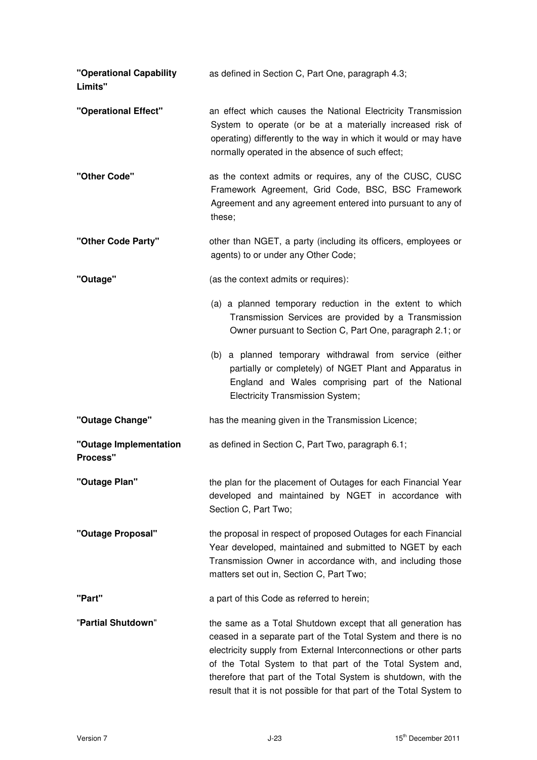| | |
|---|---|
| **"Operational Capability Limits"** | as defined in Section C, Part One, paragraph 4.3; |
| **"Operational Effect"** | an effect which causes the National Electricity Transmission System to operate (or be at a materially increased risk of operating) differently to the way in which it would or may have normally operated in the absence of such effect; |
| **"Other Code"** | as the context admits or requires, any of the CUSC, CUSC Framework Agreement, Grid Code, BSC, BSC Framework Agreement and any agreement entered into pursuant to any of these; |
| **"Other Code Party"** | other than NGET, a party (including its officers, employees or agents) to or under any Other Code; |
| **"Outage"** | (as the context admits or requires):<br><br>(a) a planned temporary reduction in the extent to which Transmission Services are provided by a Transmission Owner pursuant to Section C, Part One, paragraph 2.1; or<br><br>(b) a planned temporary withdrawal from service (either partially or completely) of NGET Plant and Apparatus in England and Wales comprising part of the National Electricity Transmission System; |
| **"Outage Change"** | has the meaning given in the Transmission Licence; |
| **"Outage Implementation Process"** | as defined in Section C, Part Two, paragraph 6.1; |
| **"Outage Plan"** | the plan for the placement of Outages for each Financial Year developed and maintained by NGET in accordance with Section C, Part Two; |
| **"Outage Proposal"** | the proposal in respect of proposed Outages for each Financial Year developed, maintained and submitted to NGET by each Transmission Owner in accordance with, and including those matters set out in, Section C, Part Two; |
| **"Part"** | a part of this Code as referred to herein; |
| "**Partial Shutdown**" | the same as a Total Shutdown except that all generation has ceased in a separate part of the Total System and there is no electricity supply from External Interconnections or other parts of the Total System to that part of the Total System and, therefore that part of the Total System is shutdown, with the result that it is not possible for that part of the Total System to |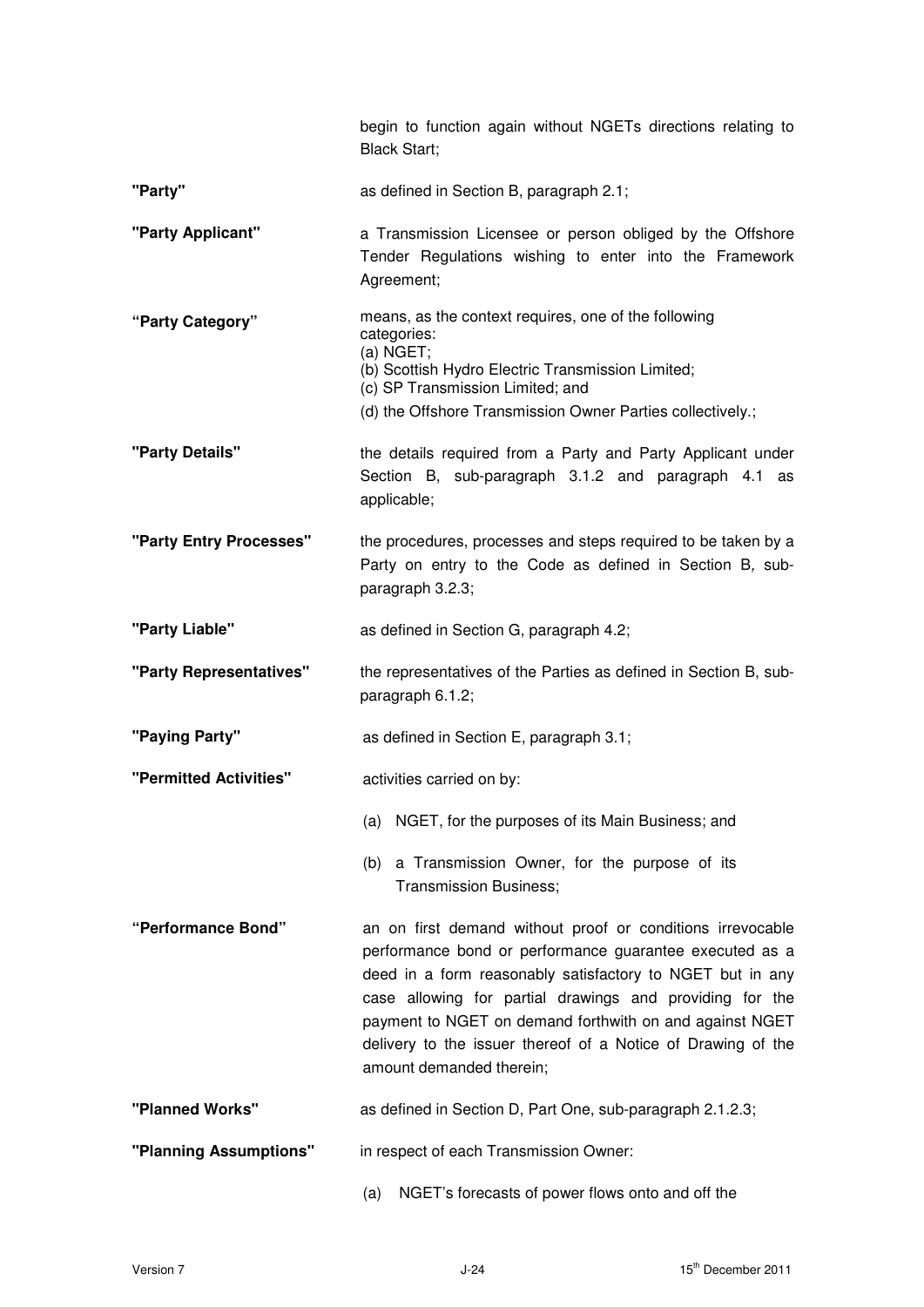begin to function again without NGETs directions relating to Black Start;

**"Party"** as defined in Section B, paragraph 2.1;

**"Party Applicant"** a Transmission Licensee or person obliged by the Offshore Tender Regulations wishing to enter into the Framework Agreement;

**"Party Category"** means, as the context requires, one of the following categories:
(a) NGET;
(b) Scottish Hydro Electric Transmission Limited;
(c) SP Transmission Limited; and
(d) the Offshore Transmission Owner Parties collectively.;

**"Party Details"** the details required from a Party and Party Applicant under Section B, sub-paragraph 3.1.2 and paragraph 4.1 as applicable;

**"Party Entry Processes"** the procedures, processes and steps required to be taken by a Party on entry to the Code as defined in Section B*,* sub-paragraph 3.2.3;

**"Party Liable"** as defined in Section G, paragraph 4.2;

**"Party Representatives"** the representatives of the Parties as defined in Section B, sub-paragraph 6.1.2;

**"Paying Party"** as defined in Section E, paragraph 3.1;

**"Permitted Activities"** activities carried on by:

(a) NGET, for the purposes of its Main Business; and

(b) a Transmission Owner, for the purpose of its Transmission Business;

**"Performance Bond"** an on first demand without proof or conditions irrevocable performance bond or performance guarantee executed as a deed in a form reasonably satisfactory to NGET but in any case allowing for partial drawings and providing for the payment to NGET on demand forthwith on and against NGET delivery to the issuer thereof of a Notice of Drawing of the amount demanded therein;

**"Planned Works"** as defined in Section D, Part One, sub-paragraph 2.1.2.3;

**"Planning Assumptions"** in respect of each Transmission Owner:

(a) NGET's forecasts of power flows onto and off the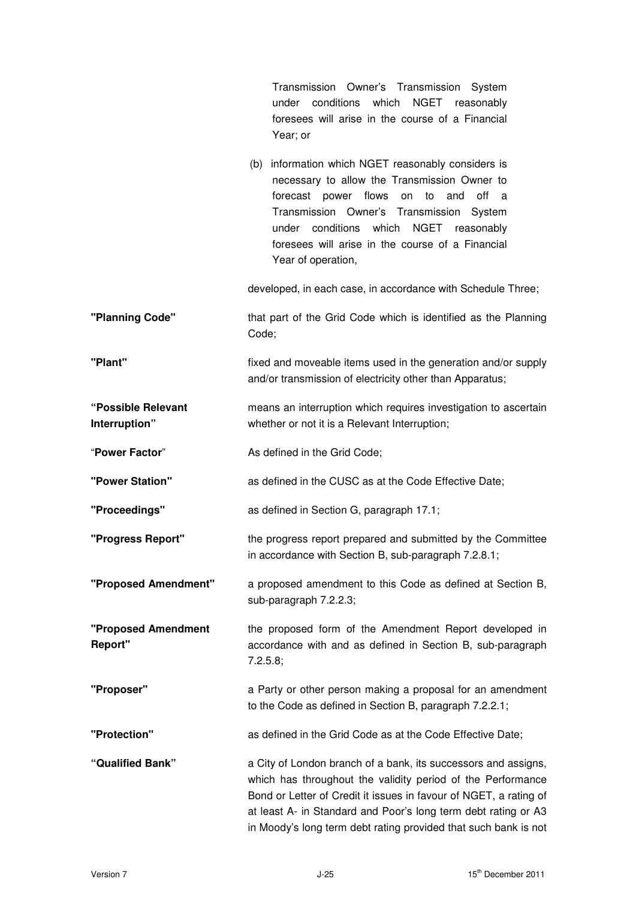Transmission Owner's Transmission System under conditions which NGET reasonably foresees will arise in the course of a Financial Year; or

(b) information which NGET reasonably considers is necessary to allow the Transmission Owner to forecast power flows on to and off a Transmission Owner's Transmission System under conditions which NGET reasonably foresees will arise in the course of a Financial Year of operation,

developed, in each case, in accordance with Schedule Three;

| | |
|---|---|
| **"Planning Code"** | that part of the Grid Code which is identified as the Planning Code; |
| **"Plant"** | fixed and moveable items used in the generation and/or supply and/or transmission of electricity other than Apparatus; |
| **"Possible Relevant Interruption"** | means an interruption which requires investigation to ascertain whether or not it is a Relevant Interruption; |
| "**Power Factor**" | As defined in the Grid Code; |
| **"Power Station"** | as defined in the CUSC as at the Code Effective Date; |
| **"Proceedings"** | as defined in Section G, paragraph 17.1; |
| **"Progress Report"** | the progress report prepared and submitted by the Committee in accordance with Section B, sub-paragraph 7.2.8.1; |
| **"Proposed Amendment"** | a proposed amendment to this Code as defined at Section B, sub-paragraph 7.2.2.3; |
| **"Proposed Amendment Report"** | the proposed form of the Amendment Report developed in accordance with and as defined in Section B, sub-paragraph 7.2.5.8; |
| **"Proposer"** | a Party or other person making a proposal for an amendment to the Code as defined in Section B, paragraph 7.2.2.1; |
| **"Protection"** | as defined in the Grid Code as at the Code Effective Date; |
| **"Qualified Bank"** | a City of London branch of a bank, its successors and assigns, which has throughout the validity period of the Performance Bond or Letter of Credit it issues in favour of NGET, a rating of at least A- in Standard and Poor's long term debt rating or A3 in Moody's long term debt rating provided that such bank is not |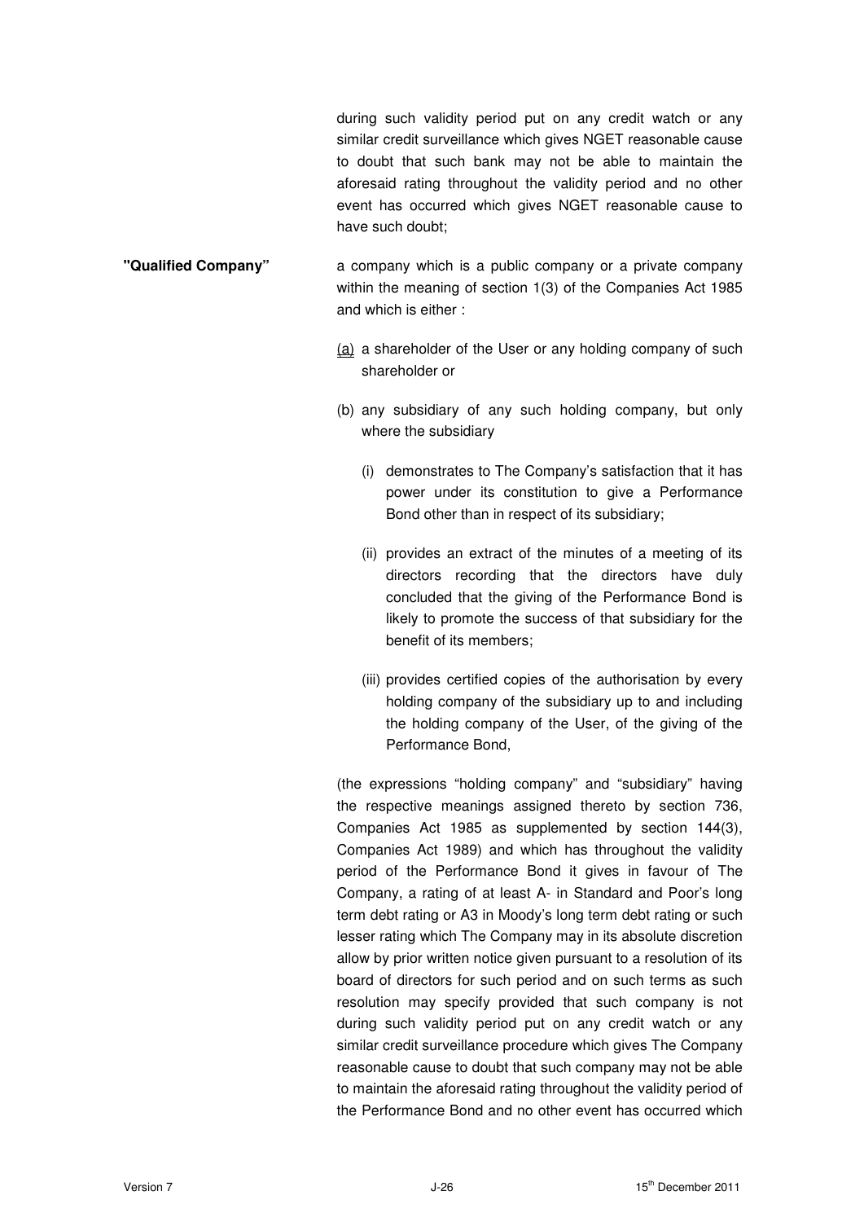during such validity period put on any credit watch or any similar credit surveillance which gives NGET reasonable cause to doubt that such bank may not be able to maintain the aforesaid rating throughout the validity period and no other event has occurred which gives NGET reasonable cause to have such doubt;

**"Qualified Company"** a company which is a public company or a private company within the meaning of section 1(3) of the Companies Act 1985 and which is either :

(a) a shareholder of the User or any holding company of such shareholder or

(b) any subsidiary of any such holding company, but only where the subsidiary

   (i) demonstrates to The Company's satisfaction that it has power under its constitution to give a Performance Bond other than in respect of its subsidiary;

   (ii) provides an extract of the minutes of a meeting of its directors recording that the directors have duly concluded that the giving of the Performance Bond is likely to promote the success of that subsidiary for the benefit of its members;

   (iii) provides certified copies of the authorisation by every holding company of the subsidiary up to and including the holding company of the User, of the giving of the Performance Bond,

(the expressions "holding company" and "subsidiary" having the respective meanings assigned thereto by section 736, Companies Act 1985 as supplemented by section 144(3), Companies Act 1989) and which has throughout the validity period of the Performance Bond it gives in favour of The Company, a rating of at least A- in Standard and Poor's long term debt rating or A3 in Moody's long term debt rating or such lesser rating which The Company may in its absolute discretion allow by prior written notice given pursuant to a resolution of its board of directors for such period and on such terms as such resolution may specify provided that such company is not during such validity period put on any credit watch or any similar credit surveillance procedure which gives The Company reasonable cause to doubt that such company may not be able to maintain the aforesaid rating throughout the validity period of the Performance Bond and no other event has occurred which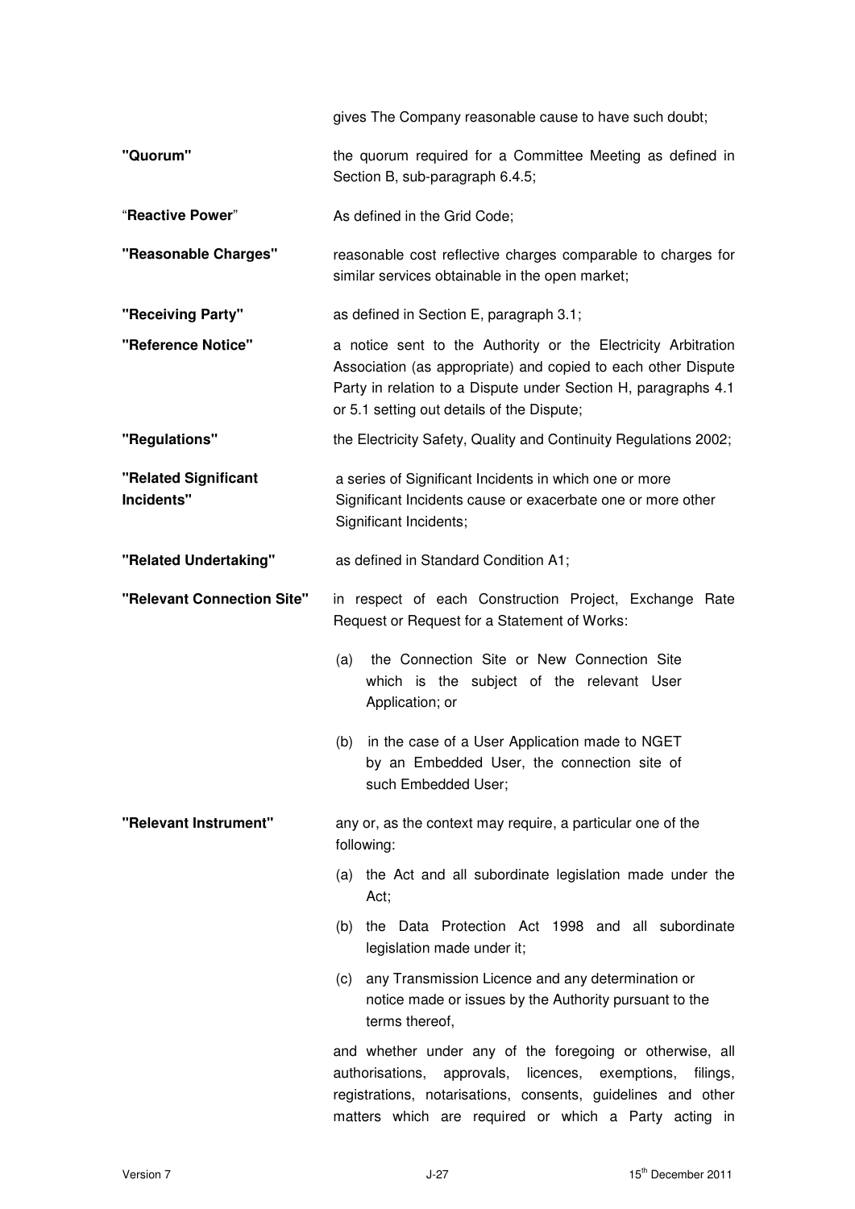gives The Company reasonable cause to have such doubt;

| | |
|---|---|
| **"Quorum"** | the quorum required for a Committee Meeting as defined in Section B, sub-paragraph 6.4.5; |
| "**Reactive Power**" | As defined in the Grid Code; |
| **"Reasonable Charges"** | reasonable cost reflective charges comparable to charges for similar services obtainable in the open market; |
| **"Receiving Party"** | as defined in Section E, paragraph 3.1; |
| **"Reference Notice"** | a notice sent to the Authority or the Electricity Arbitration Association (as appropriate) and copied to each other Dispute Party in relation to a Dispute under Section H, paragraphs 4.1 or 5.1 setting out details of the Dispute; |
| **"Regulations"** | the Electricity Safety, Quality and Continuity Regulations 2002; |
| **"Related Significant Incidents"** | a series of Significant Incidents in which one or more Significant Incidents cause or exacerbate one or more other Significant Incidents; |
| **"Related Undertaking"** | as defined in Standard Condition A1; |
| **"Relevant Connection Site"** | in respect of each Construction Project, Exchange Rate Request or Request for a Statement of Works:<br><br>(a) the Connection Site or New Connection Site which is the subject of the relevant User Application; or<br><br>(b) in the case of a User Application made to NGET by an Embedded User, the connection site of such Embedded User; |
| **"Relevant Instrument"** | any or, as the context may require, a particular one of the following:<br><br>(a) the Act and all subordinate legislation made under the Act;<br><br>(b) the Data Protection Act 1998 and all subordinate legislation made under it;<br><br>(c) any Transmission Licence and any determination or notice made or issues by the Authority pursuant to the terms thereof,<br><br>and whether under any of the foregoing or otherwise, all authorisations, approvals, licences, exemptions, filings, registrations, notarisations, consents, guidelines and other matters which are required or which a Party acting in |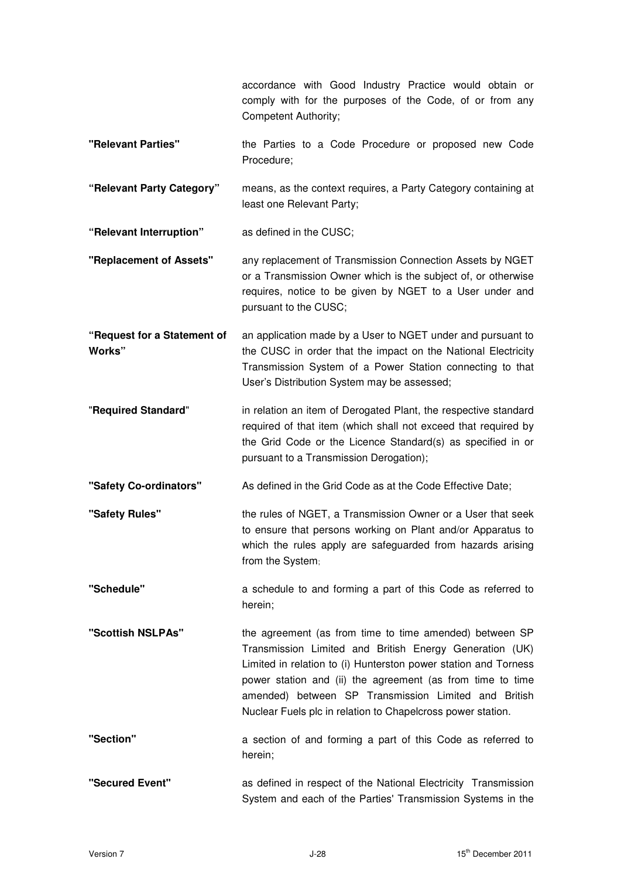accordance with Good Industry Practice would obtain or comply with for the purposes of the Code, of or from any Competent Authority;

| | |
|---|---|
| **"Relevant Parties"** | the Parties to a Code Procedure or proposed new Code Procedure; |
| **"Relevant Party Category"** | means, as the context requires, a Party Category containing at least one Relevant Party; |
| **"Relevant Interruption"** | as defined in the CUSC; |
| **"Replacement of Assets"** | any replacement of Transmission Connection Assets by NGET or a Transmission Owner which is the subject of, or otherwise requires, notice to be given by NGET to a User under and pursuant to the CUSC; |
| **"Request for a Statement of Works"** | an application made by a User to NGET under and pursuant to the CUSC in order that the impact on the National Electricity Transmission System of a Power Station connecting to that User's Distribution System may be assessed; |
| "**Required Standard**" | in relation an item of Derogated Plant, the respective standard required of that item (which shall not exceed that required by the Grid Code or the Licence Standard(s) as specified in or pursuant to a Transmission Derogation); |
| **"Safety Co-ordinators"** | As defined in the Grid Code as at the Code Effective Date; |
| **"Safety Rules"** | the rules of NGET, a Transmission Owner or a User that seek to ensure that persons working on Plant and/or Apparatus to which the rules apply are safeguarded from hazards arising from the System; |
| **"Schedule"** | a schedule to and forming a part of this Code as referred to herein; |
| **"Scottish NSLPAs"** | the agreement (as from time to time amended) between SP Transmission Limited and British Energy Generation (UK) Limited in relation to (i) Hunterston power station and Torness power station and (ii) the agreement (as from time to time amended) between SP Transmission Limited and British Nuclear Fuels plc in relation to Chapelcross power station. |
| **"Section"** | a section of and forming a part of this Code as referred to herein; |
| **"Secured Event"** | as defined in respect of the National Electricity Transmission System and each of the Parties' Transmission Systems in the |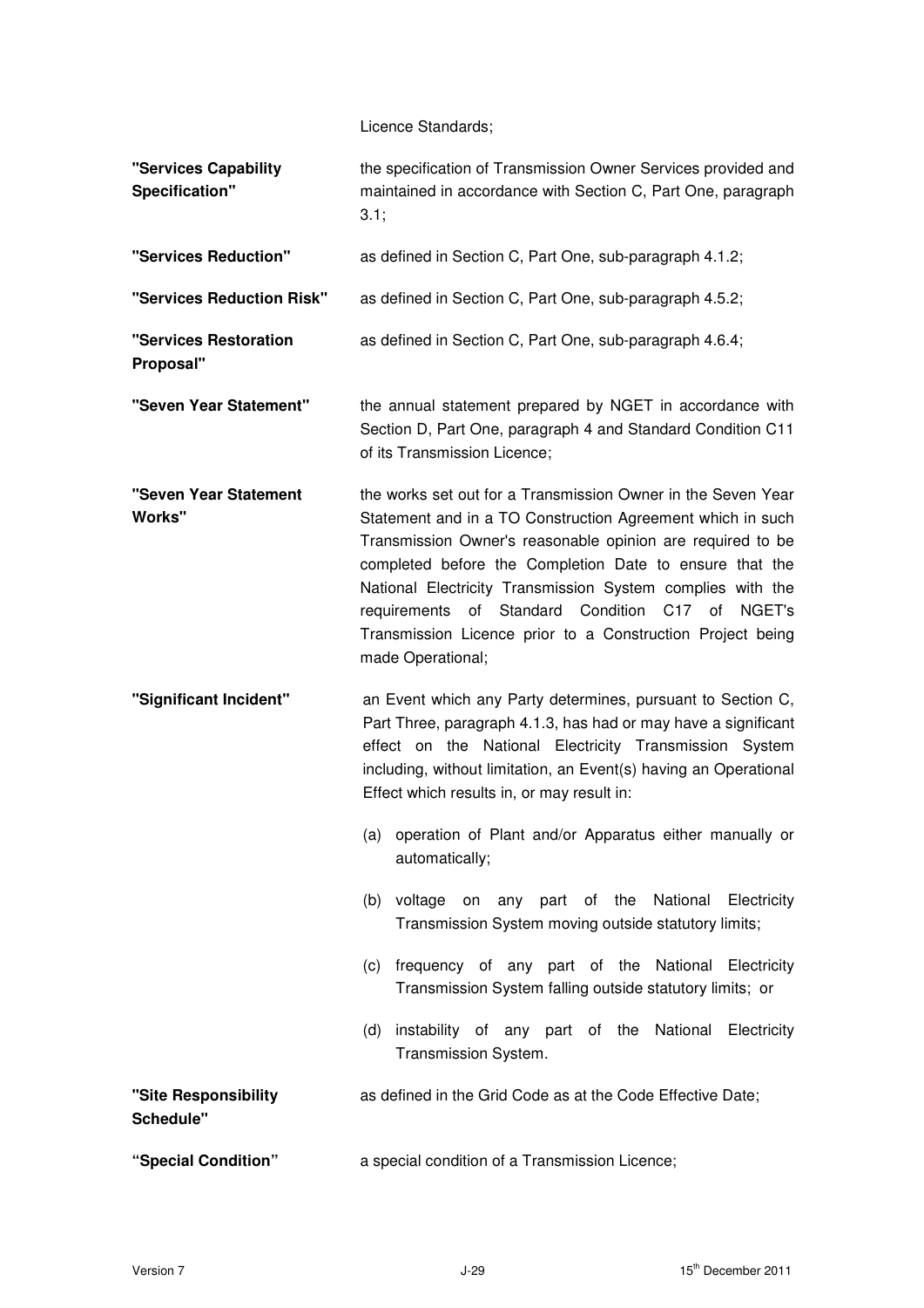Licence Standards;

**"Services Capability Specification"** the specification of Transmission Owner Services provided and maintained in accordance with Section C, Part One, paragraph 3.1;

**"Services Reduction"** as defined in Section C, Part One, sub-paragraph 4.1.2;

**"Services Reduction Risk"** as defined in Section C, Part One, sub-paragraph 4.5.2;

**"Services Restoration Proposal"** as defined in Section C, Part One, sub-paragraph 4.6.4;

**"Seven Year Statement"** the annual statement prepared by NGET in accordance with Section D, Part One, paragraph 4 and Standard Condition C11 of its Transmission Licence;

**"Seven Year Statement Works"** the works set out for a Transmission Owner in the Seven Year Statement and in a TO Construction Agreement which in such Transmission Owner's reasonable opinion are required to be completed before the Completion Date to ensure that the National Electricity Transmission System complies with the requirements of Standard Condition C17 of NGET's Transmission Licence prior to a Construction Project being made Operational;

**"Significant Incident"** an Event which any Party determines, pursuant to Section C, Part Three, paragraph 4.1.3, has had or may have a significant effect on the National Electricity Transmission System including, without limitation, an Event(s) having an Operational Effect which results in, or may result in:

(a) operation of Plant and/or Apparatus either manually or automatically;

(b) voltage on any part of the National Electricity Transmission System moving outside statutory limits;

(c) frequency of any part of the National Electricity Transmission System falling outside statutory limits; or

(d) instability of any part of the National Electricity Transmission System.

**"Site Responsibility Schedule"** as defined in the Grid Code as at the Code Effective Date;

**"Special Condition"** a special condition of a Transmission Licence;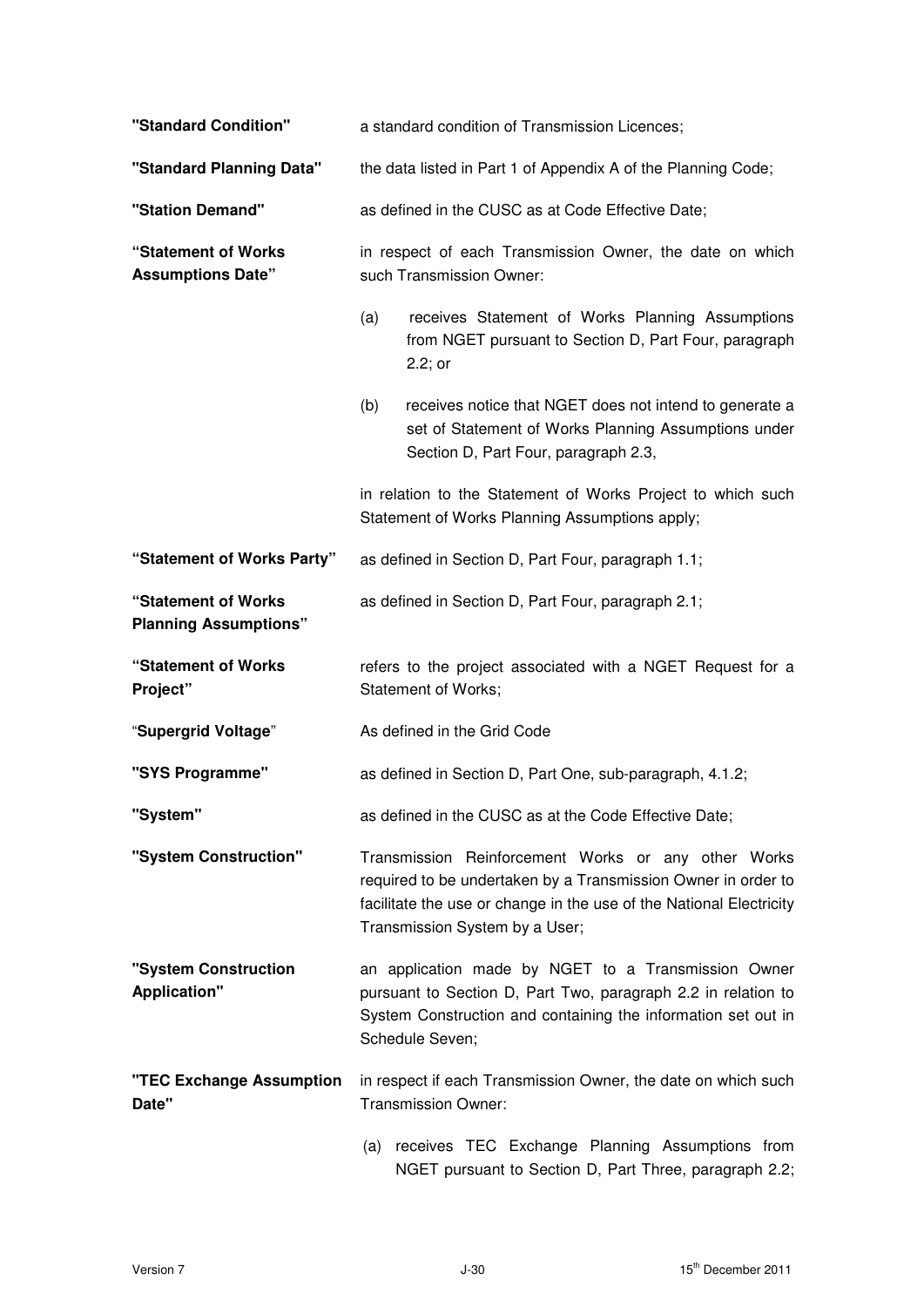**"Standard Condition"** a standard condition of Transmission Licences;

**"Standard Planning Data"** the data listed in Part 1 of Appendix A of the Planning Code;

**"Station Demand"** as defined in the CUSC as at Code Effective Date;

**"Statement of Works Assumptions Date"** in respect of each Transmission Owner, the date on which such Transmission Owner:

(a) receives Statement of Works Planning Assumptions from NGET pursuant to Section D, Part Four, paragraph 2.2; or

(b) receives notice that NGET does not intend to generate a set of Statement of Works Planning Assumptions under Section D, Part Four, paragraph 2.3,

in relation to the Statement of Works Project to which such Statement of Works Planning Assumptions apply;

**"Statement of Works Party"** as defined in Section D, Part Four, paragraph 1.1;

**"Statement of Works Planning Assumptions"** as defined in Section D, Part Four, paragraph 2.1;

**"Statement of Works Project"** refers to the project associated with a NGET Request for a Statement of Works;

"**Supergrid Voltage**" As defined in the Grid Code

**"SYS Programme"** as defined in Section D, Part One, sub-paragraph, 4.1.2;

**"System"** as defined in the CUSC as at the Code Effective Date;

**"System Construction"** Transmission Reinforcement Works or any other Works required to be undertaken by a Transmission Owner in order to facilitate the use or change in the use of the National Electricity Transmission System by a User;

**"System Construction Application"** an application made by NGET to a Transmission Owner pursuant to Section D, Part Two, paragraph 2.2 in relation to System Construction and containing the information set out in Schedule Seven;

**"TEC Exchange Assumption Date"** in respect if each Transmission Owner, the date on which such Transmission Owner:

(a) receives TEC Exchange Planning Assumptions from NGET pursuant to Section D, Part Three, paragraph 2.2;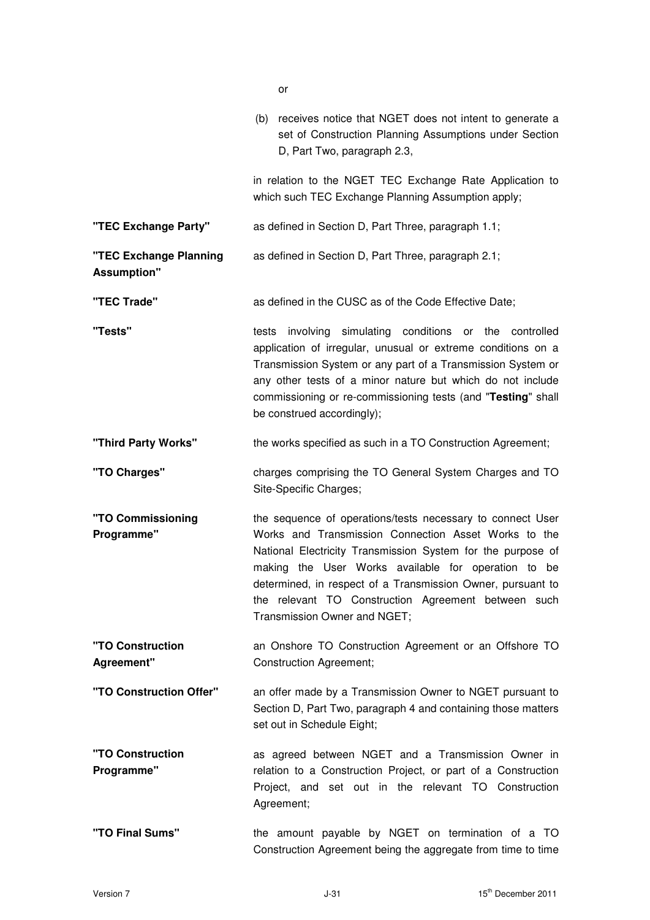or

(b) receives notice that NGET does not intent to generate a set of Construction Planning Assumptions under Section D, Part Two, paragraph 2.3,

in relation to the NGET TEC Exchange Rate Application to which such TEC Exchange Planning Assumption apply;

**"TEC Exchange Party"** as defined in Section D, Part Three, paragraph 1.1;

**"TEC Exchange Planning Assumption"** as defined in Section D, Part Three, paragraph 2.1;

**"TEC Trade"** as defined in the CUSC as of the Code Effective Date;

**"Tests"** tests involving simulating conditions or the controlled application of irregular, unusual or extreme conditions on a Transmission System or any part of a Transmission System or any other tests of a minor nature but which do not include commissioning or re-commissioning tests (and "**Testing**" shall be construed accordingly);

**"Third Party Works"** the works specified as such in a TO Construction Agreement;

**"TO Charges"** charges comprising the TO General System Charges and TO Site-Specific Charges;

**"TO Commissioning Programme"** the sequence of operations/tests necessary to connect User Works and Transmission Connection Asset Works to the National Electricity Transmission System for the purpose of making the User Works available for operation to be determined, in respect of a Transmission Owner, pursuant to the relevant TO Construction Agreement between such Transmission Owner and NGET;

**"TO Construction Agreement"** an Onshore TO Construction Agreement or an Offshore TO Construction Agreement;

**"TO Construction Offer"** an offer made by a Transmission Owner to NGET pursuant to Section D, Part Two, paragraph 4 and containing those matters set out in Schedule Eight;

**"TO Construction Programme"** as agreed between NGET and a Transmission Owner in relation to a Construction Project, or part of a Construction Project, and set out in the relevant TO Construction Agreement;

**"TO Final Sums"** the amount payable by NGET on termination of a TO Construction Agreement being the aggregate from time to time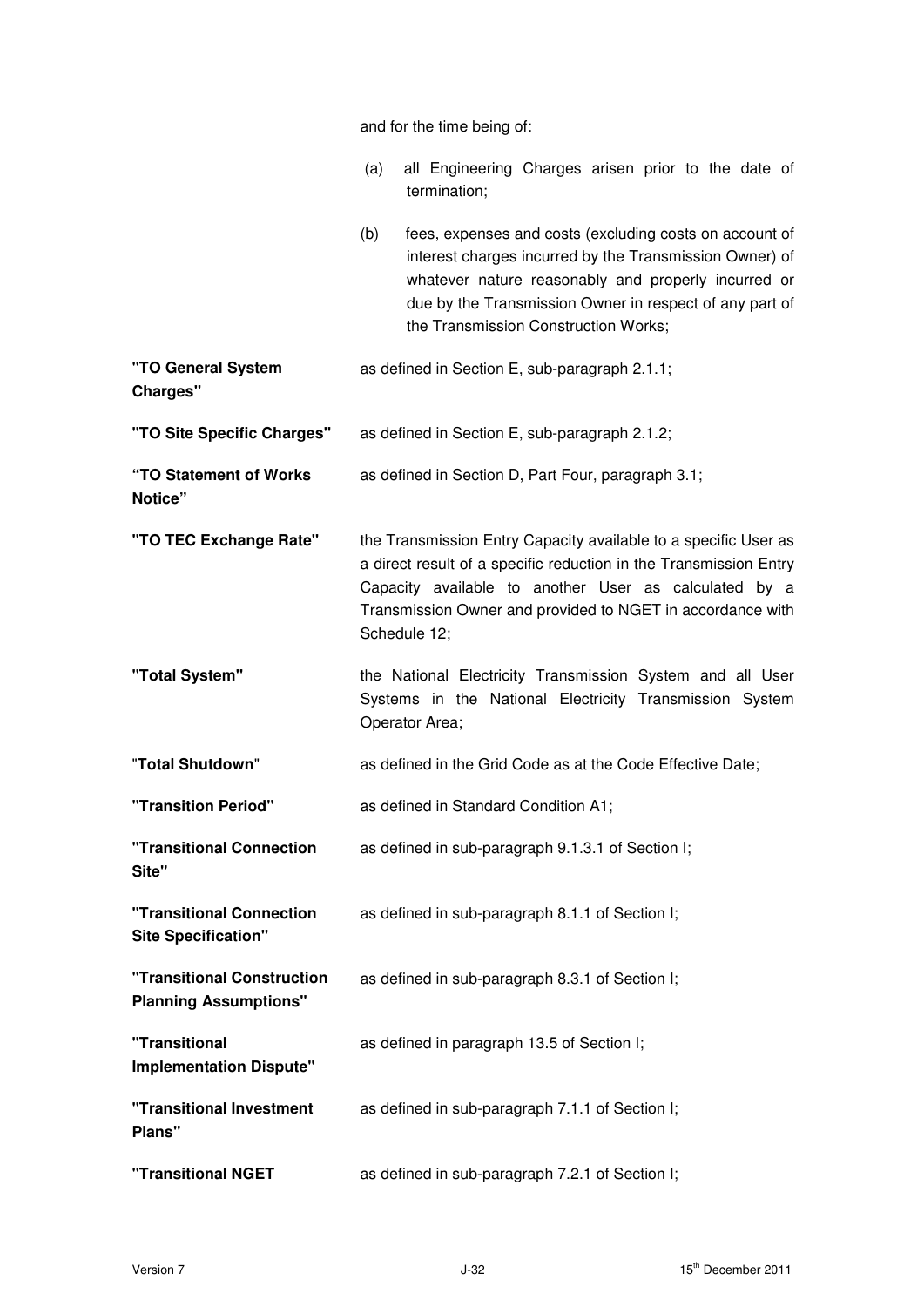and for the time being of:

(a) all Engineering Charges arisen prior to the date of termination;

(b) fees, expenses and costs (excluding costs on account of interest charges incurred by the Transmission Owner) of whatever nature reasonably and properly incurred or due by the Transmission Owner in respect of any part of the Transmission Construction Works;

| | |
|---|---|
| **"TO General System Charges"** | as defined in Section E, sub-paragraph 2.1.1; |
| **"TO Site Specific Charges"** | as defined in Section E, sub-paragraph 2.1.2; |
| **"TO Statement of Works Notice"** | as defined in Section D, Part Four, paragraph 3.1; |
| **"TO TEC Exchange Rate"** | the Transmission Entry Capacity available to a specific User as a direct result of a specific reduction in the Transmission Entry Capacity available to another User as calculated by a Transmission Owner and provided to NGET in accordance with Schedule 12; |
| **"Total System"** | the National Electricity Transmission System and all User Systems in the National Electricity Transmission System Operator Area; |
| "**Total Shutdown**" | as defined in the Grid Code as at the Code Effective Date; |
| **"Transition Period"** | as defined in Standard Condition A1; |
| **"Transitional Connection Site"** | as defined in sub-paragraph 9.1.3.1 of Section I; |
| **"Transitional Connection Site Specification"** | as defined in sub-paragraph 8.1.1 of Section I; |
| **"Transitional Construction Planning Assumptions"** | as defined in sub-paragraph 8.3.1 of Section I; |
| **"Transitional Implementation Dispute"** | as defined in paragraph 13.5 of Section I; |
| **"Transitional Investment Plans"** | as defined in sub-paragraph 7.1.1 of Section I; |
| **"Transitional NGET** | as defined in sub-paragraph 7.2.1 of Section I; |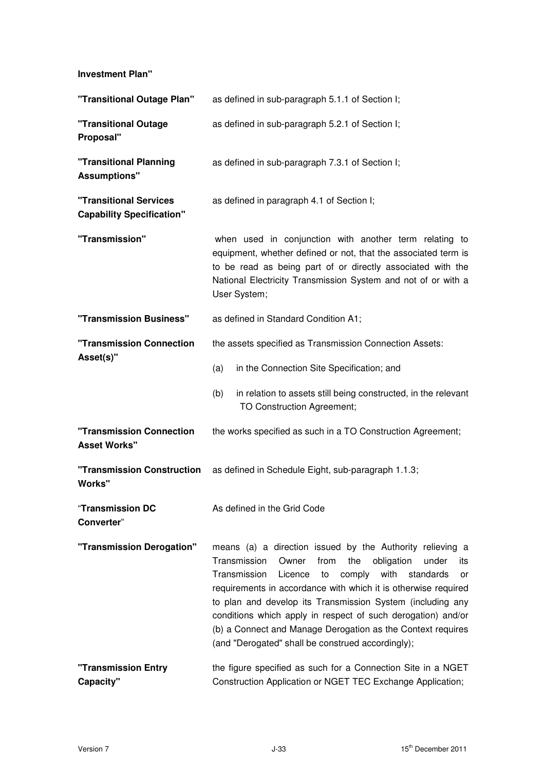**Investment Plan"**

| | |
|---|---|
| **"Transitional Outage Plan"** | as defined in sub-paragraph 5.1.1 of Section I; |
| **"Transitional Outage Proposal"** | as defined in sub-paragraph 5.2.1 of Section I; |
| **"Transitional Planning Assumptions"** | as defined in sub-paragraph 7.3.1 of Section I; |
| **"Transitional Services Capability Specification"** | as defined in paragraph 4.1 of Section I; |
| **"Transmission"** | when used in conjunction with another term relating to equipment, whether defined or not, that the associated term is to be read as being part of or directly associated with the National Electricity Transmission System and not of or with a User System; |
| **"Transmission Business"** | as defined in Standard Condition A1; |
| **"Transmission Connection Asset(s)"** | the assets specified as Transmission Connection Assets: (a) in the Connection Site Specification; and (b) in relation to assets still being constructed, in the relevant TO Construction Agreement; |
| **"Transmission Connection Asset Works"** | the works specified as such in a TO Construction Agreement; |
| **"Transmission Construction Works"** | as defined in Schedule Eight, sub-paragraph 1.1.3; |
| "**Transmission DC Converter**" | As defined in the Grid Code |
| **"Transmission Derogation"** | means (a) a direction issued by the Authority relieving a Transmission Owner from the obligation under its Transmission Licence to comply with standards or requirements in accordance with which it is otherwise required to plan and develop its Transmission System (including any conditions which apply in respect of such derogation) and/or (b) a Connect and Manage Derogation as the Context requires (and "Derogated" shall be construed accordingly); |
| **"Transmission Entry Capacity"** | the figure specified as such for a Connection Site in a NGET Construction Application or NGET TEC Exchange Application; |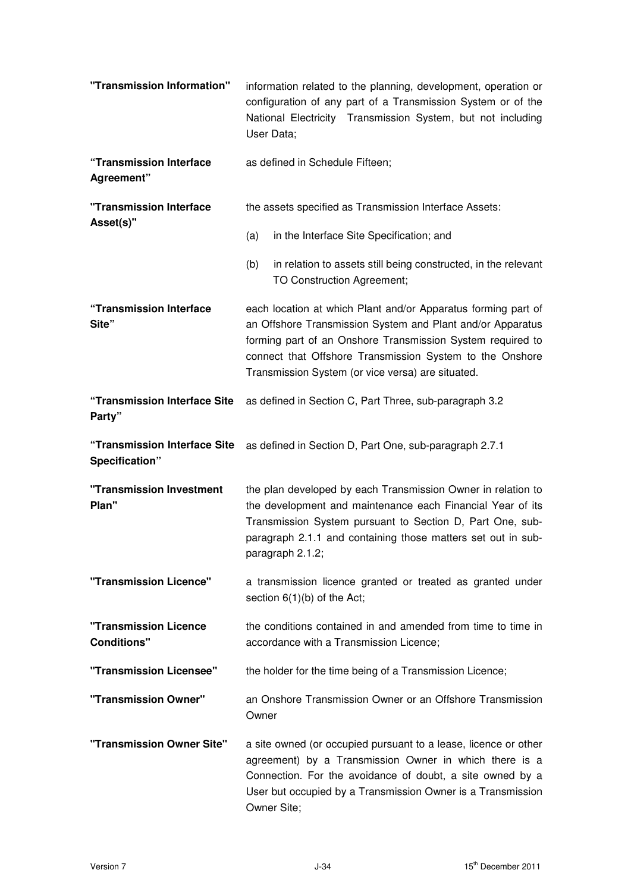| | |
|---|---|
| **"Transmission Information"** | information related to the planning, development, operation or configuration of any part of a Transmission System or of the National Electricity Transmission System, but not including User Data; |
| **"Transmission Interface Agreement"** | as defined in Schedule Fifteen; |
| **"Transmission Interface Asset(s)"** | the assets specified as Transmission Interface Assets:<br>(a) in the Interface Site Specification; and<br>(b) in relation to assets still being constructed, in the relevant TO Construction Agreement; |
| **"Transmission Interface Site"** | each location at which Plant and/or Apparatus forming part of an Offshore Transmission System and Plant and/or Apparatus forming part of an Onshore Transmission System required to connect that Offshore Transmission System to the Onshore Transmission System (or vice versa) are situated. |
| **"Transmission Interface Site Party"** | as defined in Section C, Part Three, sub-paragraph 3.2 |
| **"Transmission Interface Site Specification"** | as defined in Section D, Part One, sub-paragraph 2.7.1 |
| **"Transmission Investment Plan"** | the plan developed by each Transmission Owner in relation to the development and maintenance each Financial Year of its Transmission System pursuant to Section D, Part One, sub-paragraph 2.1.1 and containing those matters set out in sub-paragraph 2.1.2; |
| **"Transmission Licence"** | a transmission licence granted or treated as granted under section 6(1)(b) of the Act; |
| **"Transmission Licence Conditions"** | the conditions contained in and amended from time to time in accordance with a Transmission Licence; |
| **"Transmission Licensee"** | the holder for the time being of a Transmission Licence; |
| **"Transmission Owner"** | an Onshore Transmission Owner or an Offshore Transmission Owner |
| **"Transmission Owner Site"** | a site owned (or occupied pursuant to a lease, licence or other agreement) by a Transmission Owner in which there is a Connection. For the avoidance of doubt, a site owned by a User but occupied by a Transmission Owner is a Transmission Owner Site; |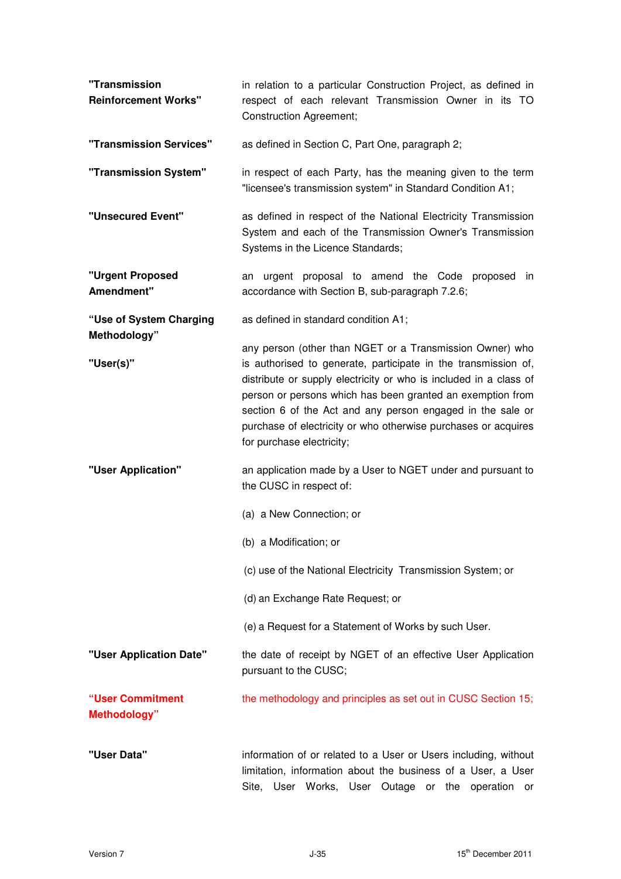| | |
|---|---|
| **"Transmission Reinforcement Works"** | in relation to a particular Construction Project, as defined in respect of each relevant Transmission Owner in its TO Construction Agreement; |
| **"Transmission Services"** | as defined in Section C, Part One, paragraph 2; |
| **"Transmission System"** | in respect of each Party, has the meaning given to the term "licensee's transmission system" in Standard Condition A1; |
| **"Unsecured Event"** | as defined in respect of the National Electricity Transmission System and each of the Transmission Owner's Transmission Systems in the Licence Standards; |
| **"Urgent Proposed Amendment"** | an urgent proposal to amend the Code proposed in accordance with Section B, sub-paragraph 7.2.6; |
| **"Use of System Charging Methodology"** | as defined in standard condition A1; |
| **"User(s)"** | any person (other than NGET or a Transmission Owner) who is authorised to generate, participate in the transmission of, distribute or supply electricity or who is included in a class of person or persons which has been granted an exemption from section 6 of the Act and any person engaged in the sale or purchase of electricity or who otherwise purchases or acquires for purchase electricity; |
| **"User Application"** | an application made by a User to NGET under and pursuant to the CUSC in respect of:<br><br>(a) a New Connection; or<br><br>(b) a Modification; or<br><br>(c) use of the National Electricity Transmission System; or<br><br>(d) an Exchange Rate Request; or<br><br>(e) a Request for a Statement of Works by such User. |
| **"User Application Date"** | the date of receipt by NGET of an effective User Application pursuant to the CUSC; |
| **"User Commitment Methodology"** | the methodology and principles as set out in CUSC Section 15; |
| **"User Data"** | information of or related to a User or Users including, without limitation, information about the business of a User, a User Site, User Works, User Outage or the operation or |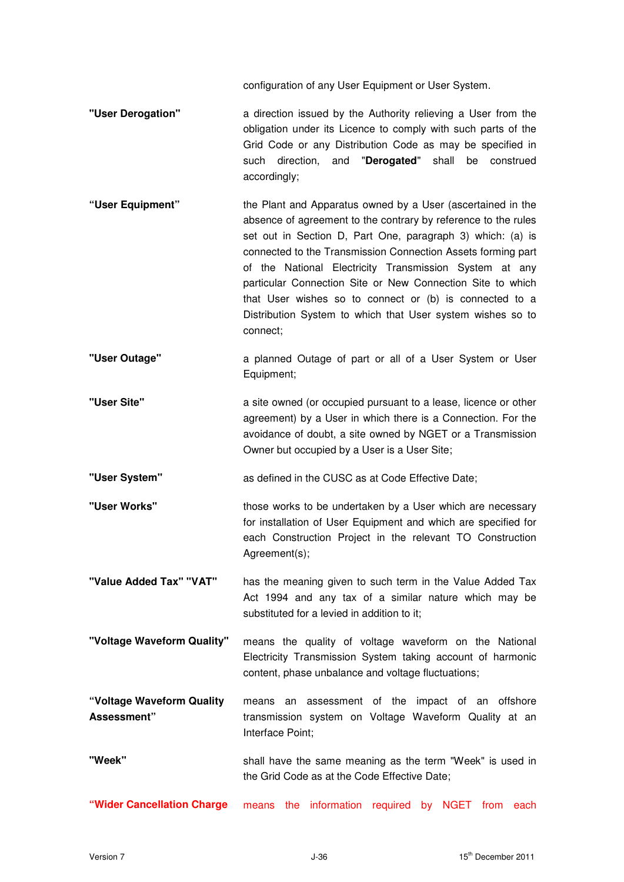configuration of any User Equipment or User System.

| | |
|---|---|
| **"User Derogation"** | a direction issued by the Authority relieving a User from the obligation under its Licence to comply with such parts of the Grid Code or any Distribution Code as may be specified in such direction, and "**Derogated**" shall be construed accordingly; |
| **"User Equipment"** | the Plant and Apparatus owned by a User (ascertained in the absence of agreement to the contrary by reference to the rules set out in Section D, Part One, paragraph 3) which: (a) is connected to the Transmission Connection Assets forming part of the National Electricity Transmission System at any particular Connection Site or New Connection Site to which that User wishes so to connect or (b) is connected to a Distribution System to which that User system wishes so to connect; |
| **"User Outage"** | a planned Outage of part or all of a User System or User Equipment; |
| **"User Site"** | a site owned (or occupied pursuant to a lease, licence or other agreement) by a User in which there is a Connection. For the avoidance of doubt, a site owned by NGET or a Transmission Owner but occupied by a User is a User Site; |
| **"User System"** | as defined in the CUSC as at Code Effective Date; |
| **"User Works"** | those works to be undertaken by a User which are necessary for installation of User Equipment and which are specified for each Construction Project in the relevant TO Construction Agreement(s); |
| **"Value Added Tax" "VAT"** | has the meaning given to such term in the Value Added Tax Act 1994 and any tax of a similar nature which may be substituted for a levied in addition to it; |
| **"Voltage Waveform Quality"** | means the quality of voltage waveform on the National Electricity Transmission System taking account of harmonic content, phase unbalance and voltage fluctuations; |
| **"Voltage Waveform Quality Assessment"** | means an assessment of the impact of an offshore transmission system on Voltage Waveform Quality at an Interface Point; |
| **"Week"** | shall have the same meaning as the term "Week" is used in the Grid Code as at the Code Effective Date; |
| **"Wider Cancellation Charge** | means the information required by NGET from each |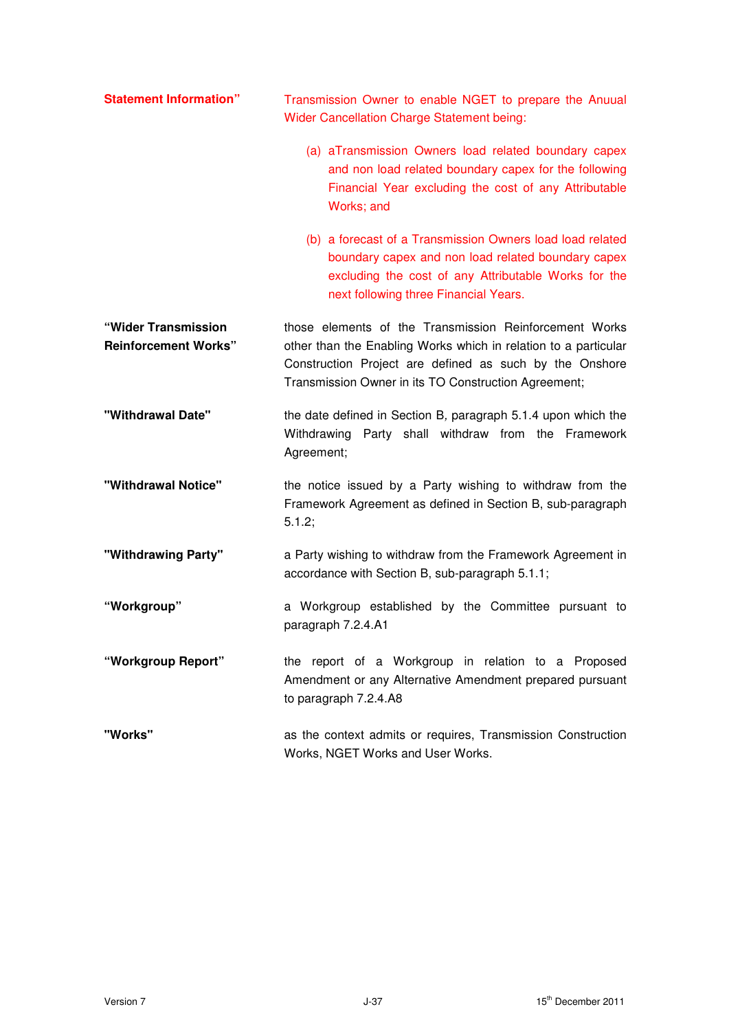| | |
|---|---|
| **Statement Information"** | Transmission Owner to enable NGET to prepare the Anuual Wider Cancellation Charge Statement being:<br><br>(a) aTransmission Owners load related boundary capex and non load related boundary capex for the following Financial Year excluding the cost of any Attributable Works; and<br><br>(b) a forecast of a Transmission Owners load load related boundary capex and non load related boundary capex excluding the cost of any Attributable Works for the next following three Financial Years. |
| **"Wider Transmission Reinforcement Works"** | those elements of the Transmission Reinforcement Works other than the Enabling Works which in relation to a particular Construction Project are defined as such by the Onshore Transmission Owner in its TO Construction Agreement; |
| **"Withdrawal Date"** | the date defined in Section B*,* paragraph 5.1.4 upon which the Withdrawing Party shall withdraw from the Framework Agreement; |
| **"Withdrawal Notice"** | the notice issued by a Party wishing to withdraw from the Framework Agreement as defined in Section B, sub-paragraph 5.1.2; |
| **"Withdrawing Party"** | a Party wishing to withdraw from the Framework Agreement in accordance with Section B, sub-paragraph 5.1.1; |
| **"Workgroup"** | a Workgroup established by the Committee pursuant to paragraph 7.2.4.A1 |
| **"Workgroup Report"** | the report of a Workgroup in relation to a Proposed Amendment or any Alternative Amendment prepared pursuant to paragraph 7.2.4.A8 |
| **"Works"** | as the context admits or requires, Transmission Construction Works, NGET Works and User Works. |